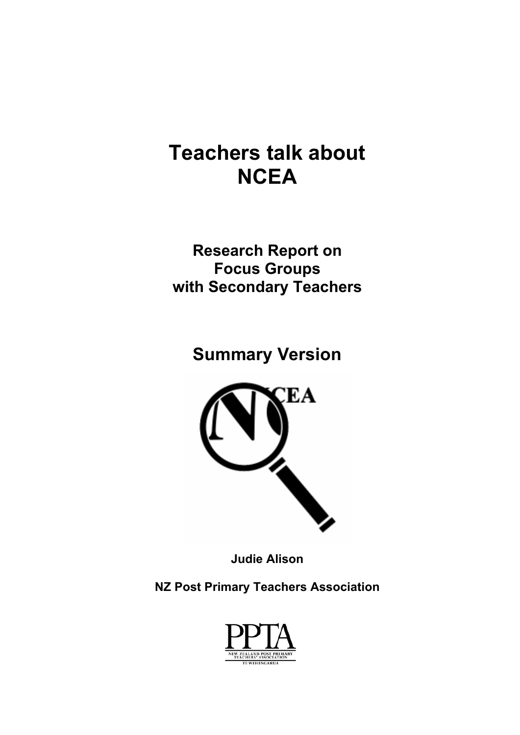# Teachers talk about NCEA

## Research Report on Focus Groups with Secondary Teachers

## Summary Version

**Judie Alison**

**NZ Post Primary Teachers Association**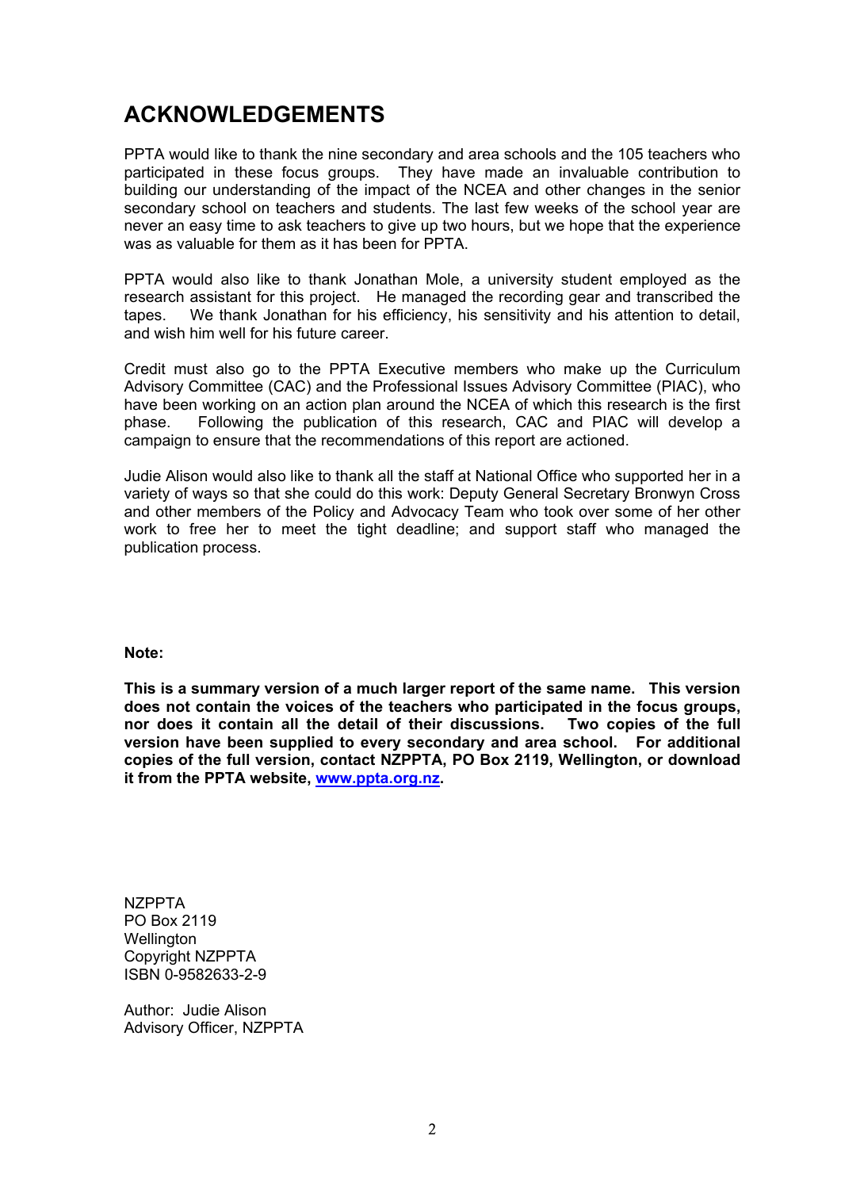# ACKNOWLEDGEMENTS

PPTA would like to thank the nine secondary and area schools and the 105 teachers who participated in these focus groups. They have made an invaluable contribution to building our understanding of the impact of the NCEA and other changes in the senior secondary school on teachers and students. The last few weeks of the school year are never an easy time to ask teachers to give up two hours, but we hope that the experience was as valuable for them as it has been for PPTA.

PPTA would also like to thank Jonathan Mole, a university student employed as the research assistant for this project. He managed the recording gear and transcribed the tapes. We thank Jonathan for his efficiency, his sensitivity and his attention to detail, and wish him well for his future career.

Credit must also go to the PPTA Executive members who make up the Curriculum Advisory Committee (CAC) and the Professional Issues Advisory Committee (PIAC), who have been working on an action plan around the NCEA of which this research is the first phase. Following the publication of this research, CAC and PIAC will develop a campaign to ensure that the recommendations of this report are actioned.

Judie Alison would also like to thank all the staff at National Office who supported her in a variety of ways so that she could do this work: Deputy General Secretary Bronwyn Cross and other members of the Policy and Advocacy Team who took over some of her other work to free her to meet the tight deadline; and support staff who managed the publication process.

**Note:**

**This is a summary version of a much larger report of the same name. This version does not contain the voices of the teachers who participated in the focus groups, nor does it contain all the detail of their discussions. Two copies of the full version have been supplied to every secondary and area school. For additional copies of the full version, contact NZPPTA, PO Box 2119, Wellington, or download it from the PPTA website, www.ppta.org.nz.**

NZPPTA
PO Box 2119
Wellington
Copyright NZPPTA
ISBN 0-9582633-2-9

Author: Judie Alison
Advisory Officer, NZPPTA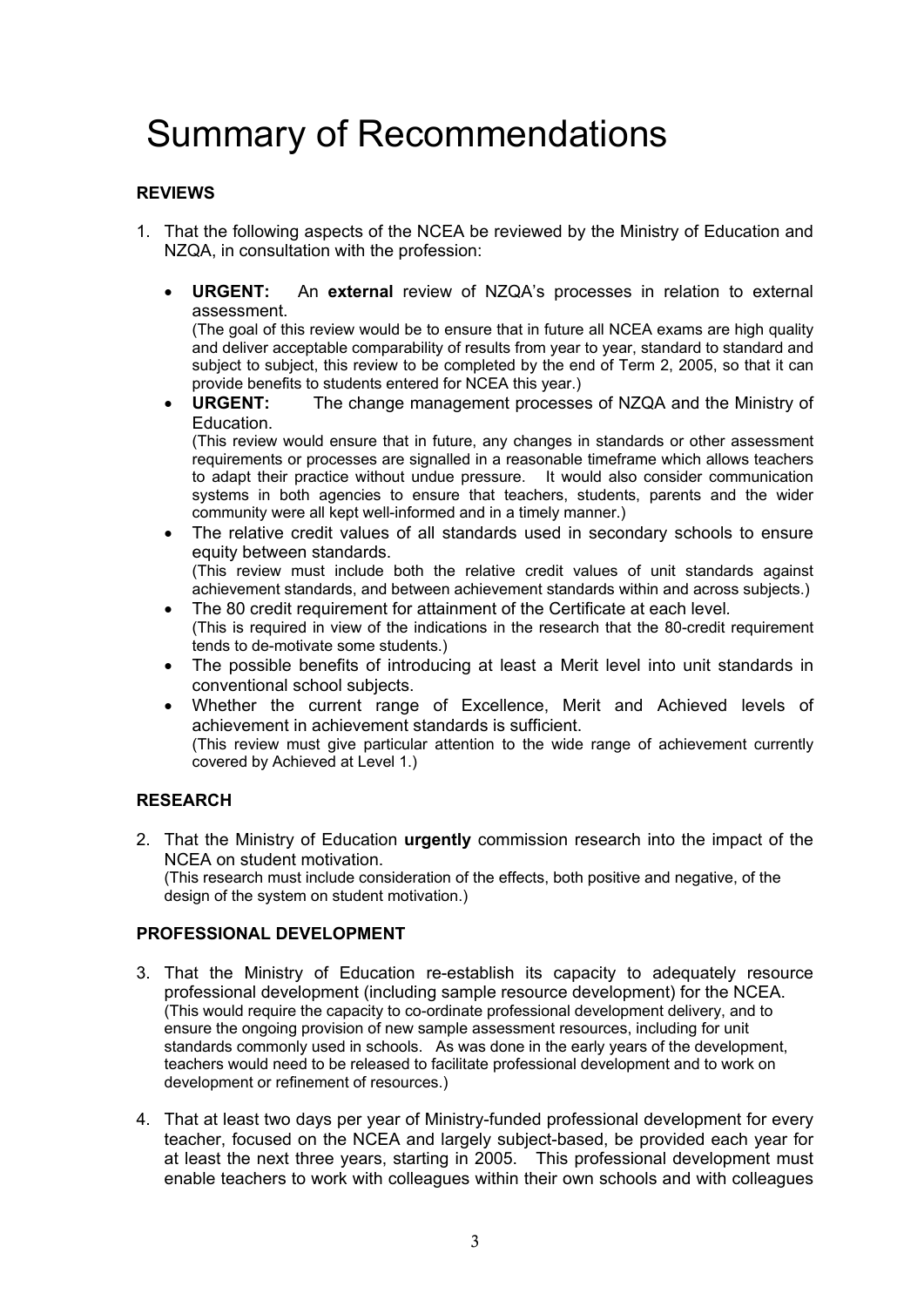# Summary of Recommendations

**REVIEWS**

1. That the following aspects of the NCEA be reviewed by the Ministry of Education and NZQA, in consultation with the profession:

   - **URGENT:** An **external** review of NZQA's processes in relation to external assessment.
     (The goal of this review would be to ensure that in future all NCEA exams are high quality and deliver acceptable comparability of results from year to year, standard to standard and subject to subject, this review to be completed by the end of Term 2, 2005, so that it can provide benefits to students entered for NCEA this year.)
   - **URGENT:** The change management processes of NZQA and the Ministry of Education.
     (This review would ensure that in future, any changes in standards or other assessment requirements or processes are signalled in a reasonable timeframe which allows teachers to adapt their practice without undue pressure. It would also consider communication systems in both agencies to ensure that teachers, students, parents and the wider community were all kept well-informed and in a timely manner.)
   - The relative credit values of all standards used in secondary schools to ensure equity between standards.
     (This review must include both the relative credit values of unit standards against achievement standards, and between achievement standards within and across subjects.)
   - The 80 credit requirement for attainment of the Certificate at each level.
     (This is required in view of the indications in the research that the 80-credit requirement tends to de-motivate some students.)
   - The possible benefits of introducing at least a Merit level into unit standards in conventional school subjects.
   - Whether the current range of Excellence, Merit and Achieved levels of achievement in achievement standards is sufficient.
     (This review must give particular attention to the wide range of achievement currently covered by Achieved at Level 1.)

**RESEARCH**

2. That the Ministry of Education **urgently** commission research into the impact of the NCEA on student motivation.
   (This research must include consideration of the effects, both positive and negative, of the design of the system on student motivation.)

**PROFESSIONAL DEVELOPMENT**

3. That the Ministry of Education re-establish its capacity to adequately resource professional development (including sample resource development) for the NCEA.
   (This would require the capacity to co-ordinate professional development delivery, and to ensure the ongoing provision of new sample assessment resources, including for unit standards commonly used in schools. As was done in the early years of the development, teachers would need to be released to facilitate professional development and to work on development or refinement of resources.)

4. That at least two days per year of Ministry-funded professional development for every teacher, focused on the NCEA and largely subject-based, be provided each year for at least the next three years, starting in 2005. This professional development must enable teachers to work with colleagues within their own schools and with colleagues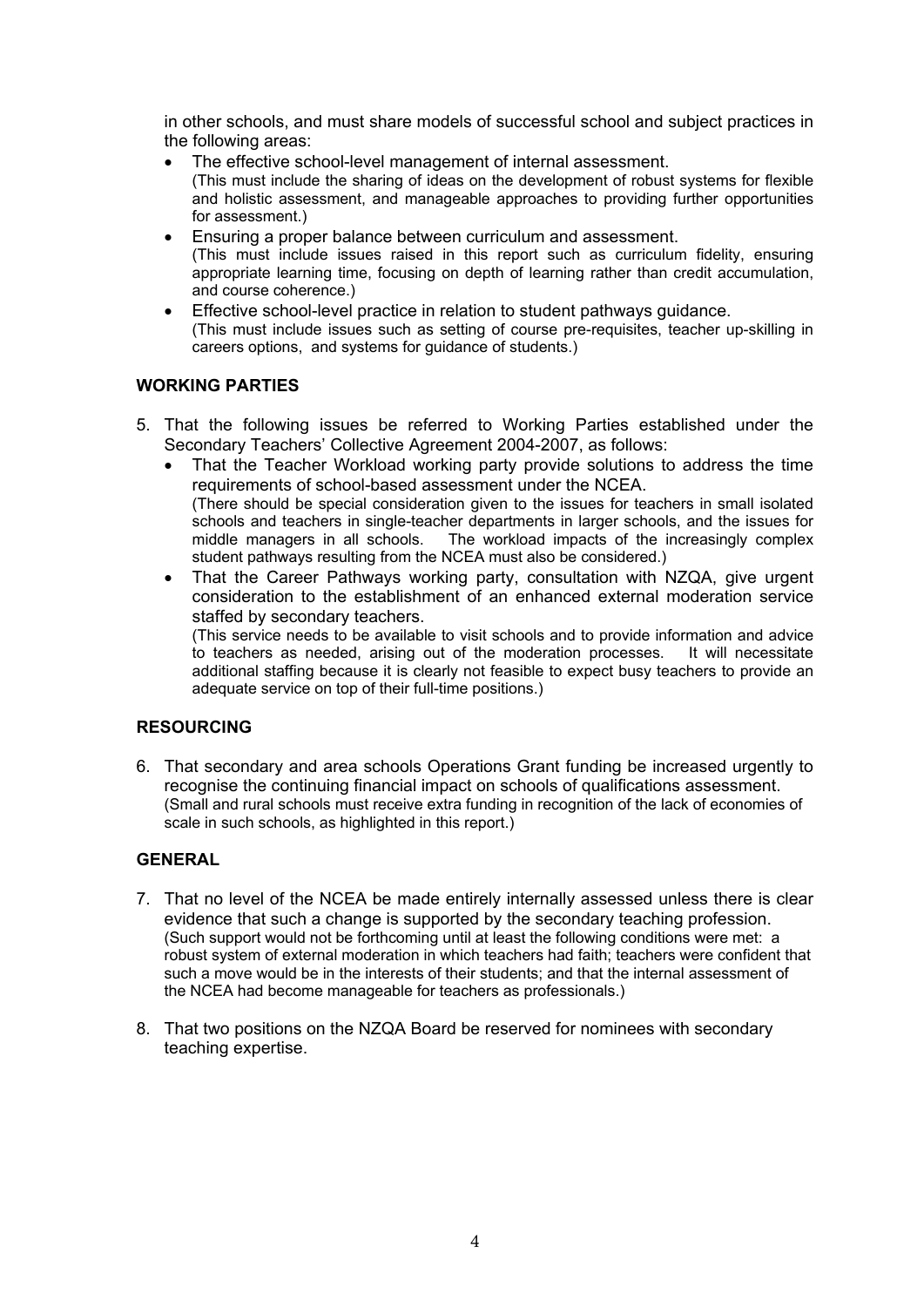in other schools, and must share models of successful school and subject practices in the following areas:

- The effective school-level management of internal assessment.
  (This must include the sharing of ideas on the development of robust systems for flexible and holistic assessment, and manageable approaches to providing further opportunities for assessment.)
- Ensuring a proper balance between curriculum and assessment.
  (This must include issues raised in this report such as curriculum fidelity, ensuring appropriate learning time, focusing on depth of learning rather than credit accumulation, and course coherence.)
- Effective school-level practice in relation to student pathways guidance.
  (This must include issues such as setting of course pre-requisites, teacher up-skilling in careers options, and systems for guidance of students.)

**WORKING PARTIES**

5. That the following issues be referred to Working Parties established under the Secondary Teachers' Collective Agreement 2004-2007, as follows:
   - That the Teacher Workload working party provide solutions to address the time requirements of school-based assessment under the NCEA.
     (There should be special consideration given to the issues for teachers in small isolated schools and teachers in single-teacher departments in larger schools, and the issues for middle managers in all schools. The workload impacts of the increasingly complex student pathways resulting from the NCEA must also be considered.)
   - That the Career Pathways working party, consultation with NZQA, give urgent consideration to the establishment of an enhanced external moderation service staffed by secondary teachers.
     (This service needs to be available to visit schools and to provide information and advice to teachers as needed, arising out of the moderation processes. It will necessitate additional staffing because it is clearly not feasible to expect busy teachers to provide an adequate service on top of their full-time positions.)

**RESOURCING**

6. That secondary and area schools Operations Grant funding be increased urgently to recognise the continuing financial impact on schools of qualifications assessment.
   (Small and rural schools must receive extra funding in recognition of the lack of economies of scale in such schools, as highlighted in this report.)

**GENERAL**

7. That no level of the NCEA be made entirely internally assessed unless there is clear evidence that such a change is supported by the secondary teaching profession.
   (Such support would not be forthcoming until at least the following conditions were met: a robust system of external moderation in which teachers had faith; teachers were confident that such a move would be in the interests of their students; and that the internal assessment of the NCEA had become manageable for teachers as professionals.)

8. That two positions on the NZQA Board be reserved for nominees with secondary teaching expertise.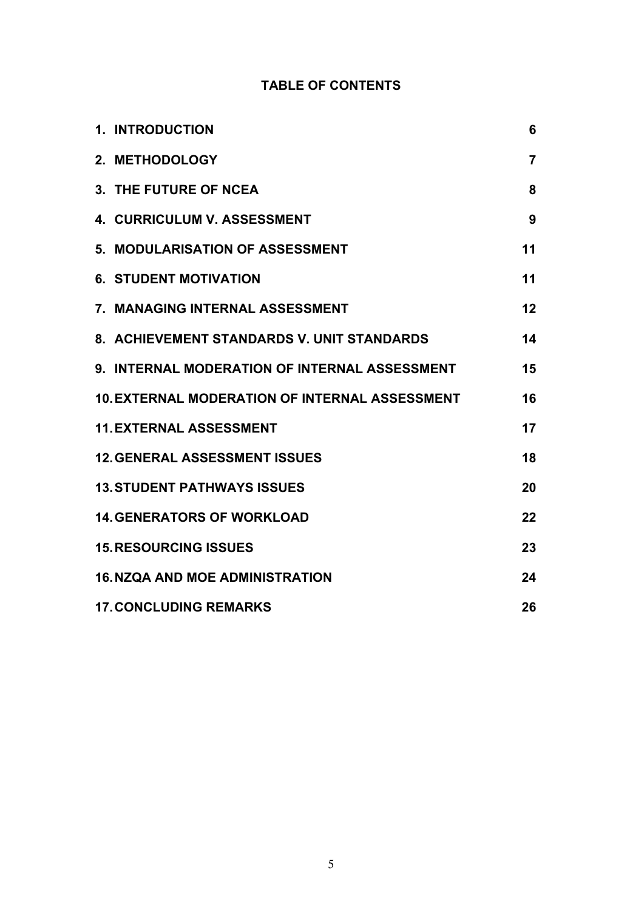# TABLE OF CONTENTS

| | |
|---|---|
| 1. INTRODUCTION | 6 |
| 2. METHODOLOGY | 7 |
| 3. THE FUTURE OF NCEA | 8 |
| 4. CURRICULUM V. ASSESSMENT | 9 |
| 5. MODULARISATION OF ASSESSMENT | 11 |
| 6. STUDENT MOTIVATION | 11 |
| 7. MANAGING INTERNAL ASSESSMENT | 12 |
| 8. ACHIEVEMENT STANDARDS V. UNIT STANDARDS | 14 |
| 9. INTERNAL MODERATION OF INTERNAL ASSESSMENT | 15 |
| 10. EXTERNAL MODERATION OF INTERNAL ASSESSMENT | 16 |
| 11. EXTERNAL ASSESSMENT | 17 |
| 12. GENERAL ASSESSMENT ISSUES | 18 |
| 13. STUDENT PATHWAYS ISSUES | 20 |
| 14. GENERATORS OF WORKLOAD | 22 |
| 15. RESOURCING ISSUES | 23 |
| 16. NZQA AND MOE ADMINISTRATION | 24 |
| 17. CONCLUDING REMARKS | 26 |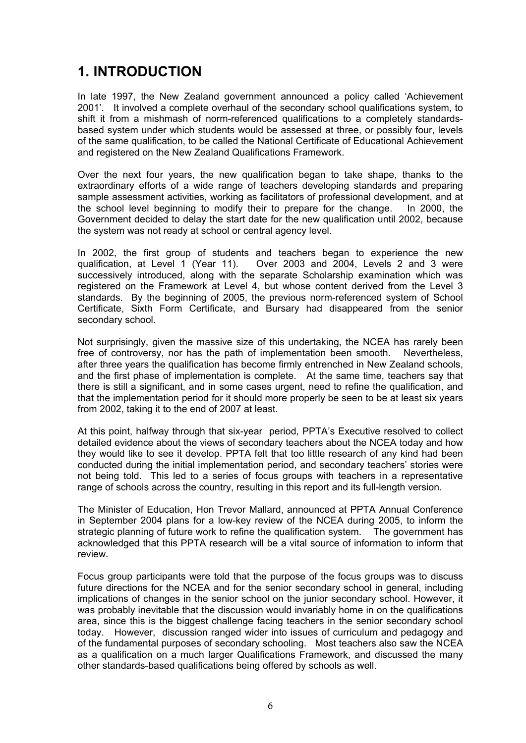# 1. INTRODUCTION

In late 1997, the New Zealand government announced a policy called 'Achievement 2001'. It involved a complete overhaul of the secondary school qualifications system, to shift it from a mishmash of norm-referenced qualifications to a completely standards-based system under which students would be assessed at three, or possibly four, levels of the same qualification, to be called the National Certificate of Educational Achievement and registered on the New Zealand Qualifications Framework.

Over the next four years, the new qualification began to take shape, thanks to the extraordinary efforts of a wide range of teachers developing standards and preparing sample assessment activities, working as facilitators of professional development, and at the school level beginning to modify their to prepare for the change. In 2000, the Government decided to delay the start date for the new qualification until 2002, because the system was not ready at school or central agency level.

In 2002, the first group of students and teachers began to experience the new qualification, at Level 1 (Year 11). Over 2003 and 2004, Levels 2 and 3 were successively introduced, along with the separate Scholarship examination which was registered on the Framework at Level 4, but whose content derived from the Level 3 standards. By the beginning of 2005, the previous norm-referenced system of School Certificate, Sixth Form Certificate, and Bursary had disappeared from the senior secondary school.

Not surprisingly, given the massive size of this undertaking, the NCEA has rarely been free of controversy, nor has the path of implementation been smooth. Nevertheless, after three years the qualification has become firmly entrenched in New Zealand schools, and the first phase of implementation is complete. At the same time, teachers say that there is still a significant, and in some cases urgent, need to refine the qualification, and that the implementation period for it should more properly be seen to be at least six years from 2002, taking it to the end of 2007 at least.

At this point, halfway through that six-year period, PPTA's Executive resolved to collect detailed evidence about the views of secondary teachers about the NCEA today and how they would like to see it develop. PPTA felt that too little research of any kind had been conducted during the initial implementation period, and secondary teachers' stories were not being told. This led to a series of focus groups with teachers in a representative range of schools across the country, resulting in this report and its full-length version.

The Minister of Education, Hon Trevor Mallard, announced at PPTA Annual Conference in September 2004 plans for a low-key review of the NCEA during 2005, to inform the strategic planning of future work to refine the qualification system. The government has acknowledged that this PPTA research will be a vital source of information to inform that review.

Focus group participants were told that the purpose of the focus groups was to discuss future directions for the NCEA and for the senior secondary school in general, including implications of changes in the senior school on the junior secondary school. However, it was probably inevitable that the discussion would invariably home in on the qualifications area, since this is the biggest challenge facing teachers in the senior secondary school today. However, discussion ranged wider into issues of curriculum and pedagogy and of the fundamental purposes of secondary schooling. Most teachers also saw the NCEA as a qualification on a much larger Qualifications Framework, and discussed the many other standards-based qualifications being offered by schools as well.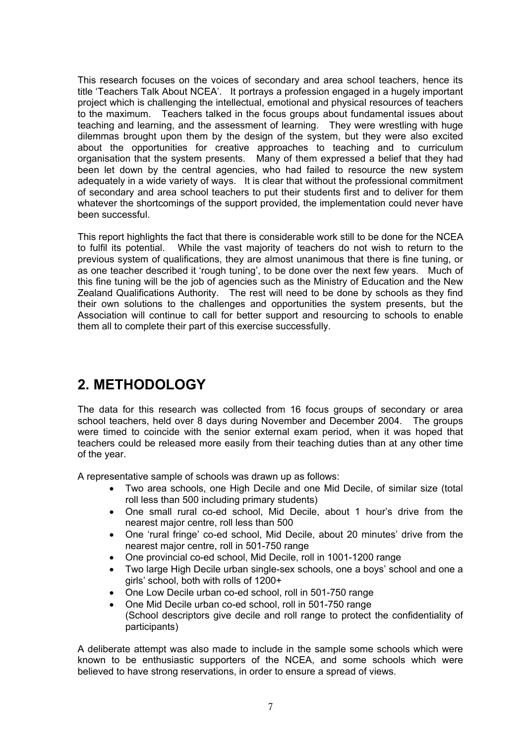This research focuses on the voices of secondary and area school teachers, hence its title 'Teachers Talk About NCEA'. It portrays a profession engaged in a hugely important project which is challenging the intellectual, emotional and physical resources of teachers to the maximum. Teachers talked in the focus groups about fundamental issues about teaching and learning, and the assessment of learning. They were wrestling with huge dilemmas brought upon them by the design of the system, but they were also excited about the opportunities for creative approaches to teaching and to curriculum organisation that the system presents. Many of them expressed a belief that they had been let down by the central agencies, who had failed to resource the new system adequately in a wide variety of ways. It is clear that without the professional commitment of secondary and area school teachers to put their students first and to deliver for them whatever the shortcomings of the support provided, the implementation could never have been successful.

This report highlights the fact that there is considerable work still to be done for the NCEA to fulfil its potential. While the vast majority of teachers do not wish to return to the previous system of qualifications, they are almost unanimous that there is fine tuning, or as one teacher described it 'rough tuning', to be done over the next few years. Much of this fine tuning will be the job of agencies such as the Ministry of Education and the New Zealand Qualifications Authority. The rest will need to be done by schools as they find their own solutions to the challenges and opportunities the system presents, but the Association will continue to call for better support and resourcing to schools to enable them all to complete their part of this exercise successfully.

## 2. METHODOLOGY

The data for this research was collected from 16 focus groups of secondary or area school teachers, held over 8 days during November and December 2004. The groups were timed to coincide with the senior external exam period, when it was hoped that teachers could be released more easily from their teaching duties than at any other time of the year.

A representative sample of schools was drawn up as follows:

- Two area schools, one High Decile and one Mid Decile, of similar size (total roll less than 500 including primary students)
- One small rural co-ed school, Mid Decile, about 1 hour's drive from the nearest major centre, roll less than 500
- One 'rural fringe' co-ed school, Mid Decile, about 20 minutes' drive from the nearest major centre, roll in 501-750 range
- One provincial co-ed school, Mid Decile, roll in 1001-1200 range
- Two large High Decile urban single-sex schools, one a boys' school and one a girls' school, both with rolls of 1200+
- One Low Decile urban co-ed school, roll in 501-750 range
- One Mid Decile urban co-ed school, roll in 501-750 range
  (School descriptors give decile and roll range to protect the confidentiality of participants)

A deliberate attempt was also made to include in the sample some schools which were known to be enthusiastic supporters of the NCEA, and some schools which were believed to have strong reservations, in order to ensure a spread of views.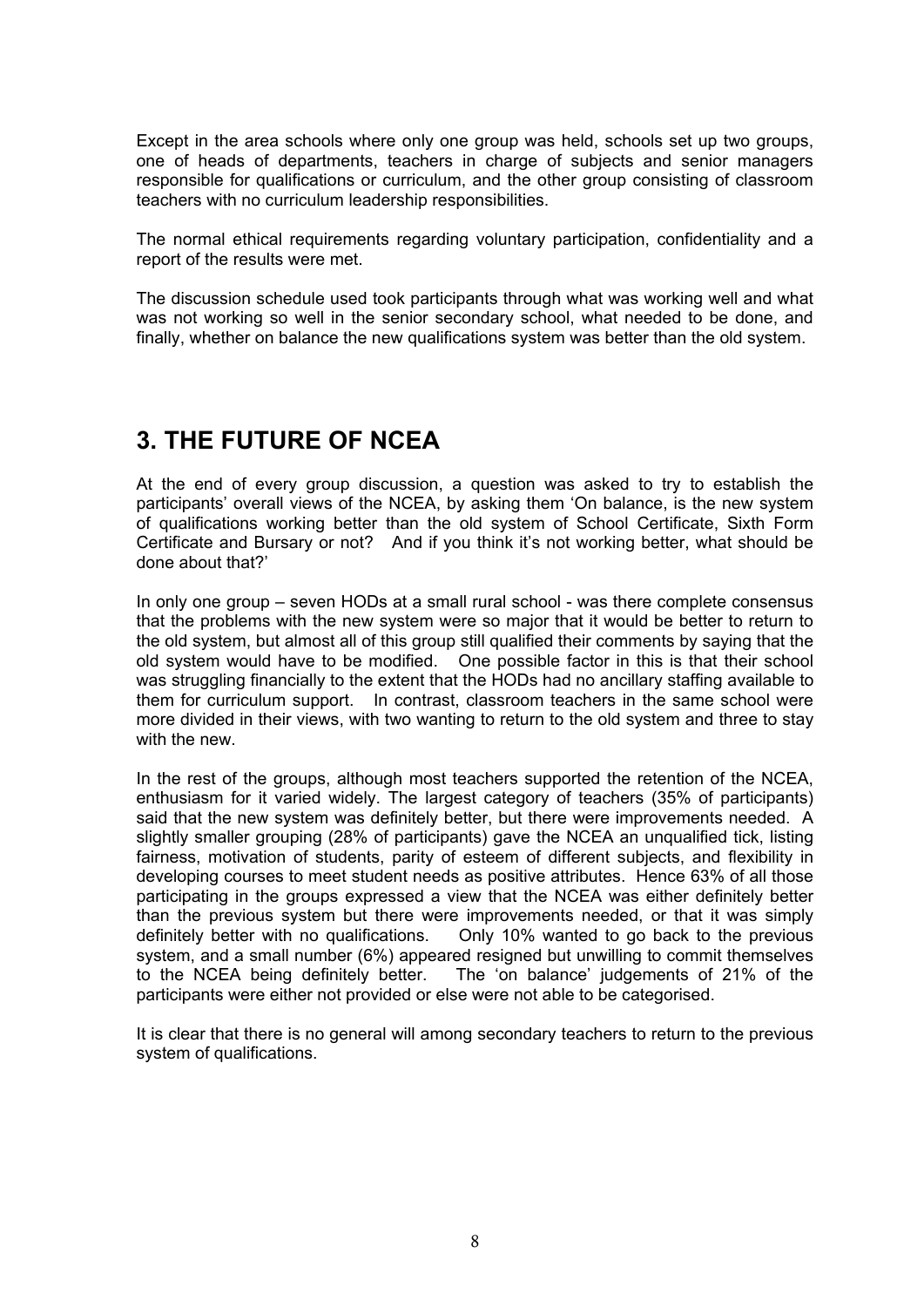Except in the area schools where only one group was held, schools set up two groups, one of heads of departments, teachers in charge of subjects and senior managers responsible for qualifications or curriculum, and the other group consisting of classroom teachers with no curriculum leadership responsibilities.

The normal ethical requirements regarding voluntary participation, confidentiality and a report of the results were met.

The discussion schedule used took participants through what was working well and what was not working so well in the senior secondary school, what needed to be done, and finally, whether on balance the new qualifications system was better than the old system.

# 3. THE FUTURE OF NCEA

At the end of every group discussion, a question was asked to try to establish the participants' overall views of the NCEA, by asking them 'On balance, is the new system of qualifications working better than the old system of School Certificate, Sixth Form Certificate and Bursary or not? And if you think it's not working better, what should be done about that?'

In only one group – seven HODs at a small rural school - was there complete consensus that the problems with the new system were so major that it would be better to return to the old system, but almost all of this group still qualified their comments by saying that the old system would have to be modified. One possible factor in this is that their school was struggling financially to the extent that the HODs had no ancillary staffing available to them for curriculum support. In contrast, classroom teachers in the same school were more divided in their views, with two wanting to return to the old system and three to stay with the new.

In the rest of the groups, although most teachers supported the retention of the NCEA, enthusiasm for it varied widely. The largest category of teachers (35% of participants) said that the new system was definitely better, but there were improvements needed. A slightly smaller grouping (28% of participants) gave the NCEA an unqualified tick, listing fairness, motivation of students, parity of esteem of different subjects, and flexibility in developing courses to meet student needs as positive attributes. Hence 63% of all those participating in the groups expressed a view that the NCEA was either definitely better than the previous system but there were improvements needed, or that it was simply definitely better with no qualifications. Only 10% wanted to go back to the previous system, and a small number (6%) appeared resigned but unwilling to commit themselves to the NCEA being definitely better. The 'on balance' judgements of 21% of the participants were either not provided or else were not able to be categorised.

It is clear that there is no general will among secondary teachers to return to the previous system of qualifications.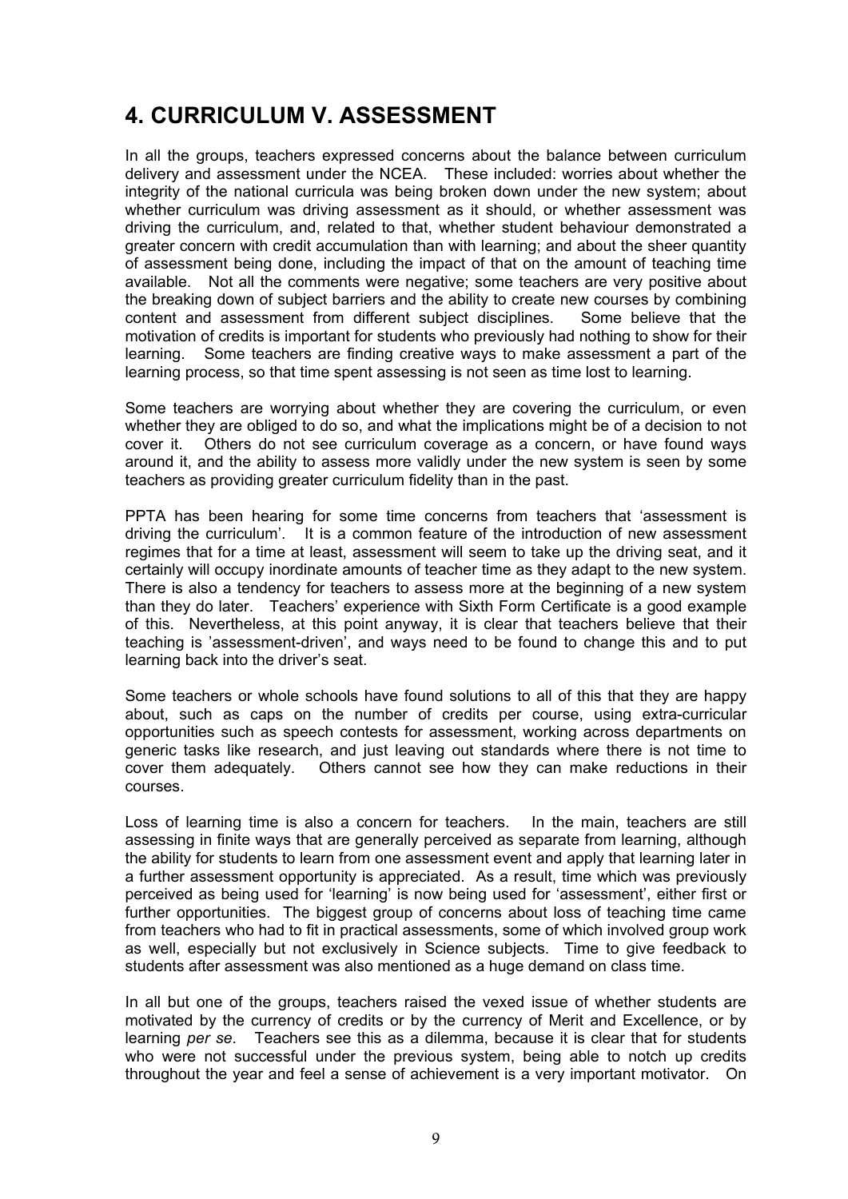## 4. CURRICULUM V. ASSESSMENT

In all the groups, teachers expressed concerns about the balance between curriculum delivery and assessment under the NCEA. These included: worries about whether the integrity of the national curricula was being broken down under the new system; about whether curriculum was driving assessment as it should, or whether assessment was driving the curriculum, and, related to that, whether student behaviour demonstrated a greater concern with credit accumulation than with learning; and about the sheer quantity of assessment being done, including the impact of that on the amount of teaching time available. Not all the comments were negative; some teachers are very positive about the breaking down of subject barriers and the ability to create new courses by combining content and assessment from different subject disciplines. Some believe that the motivation of credits is important for students who previously had nothing to show for their learning. Some teachers are finding creative ways to make assessment a part of the learning process, so that time spent assessing is not seen as time lost to learning.

Some teachers are worrying about whether they are covering the curriculum, or even whether they are obliged to do so, and what the implications might be of a decision to not cover it. Others do not see curriculum coverage as a concern, or have found ways around it, and the ability to assess more validly under the new system is seen by some teachers as providing greater curriculum fidelity than in the past.

PPTA has been hearing for some time concerns from teachers that 'assessment is driving the curriculum'. It is a common feature of the introduction of new assessment regimes that for a time at least, assessment will seem to take up the driving seat, and it certainly will occupy inordinate amounts of teacher time as they adapt to the new system. There is also a tendency for teachers to assess more at the beginning of a new system than they do later. Teachers' experience with Sixth Form Certificate is a good example of this. Nevertheless, at this point anyway, it is clear that teachers believe that their teaching is 'assessment-driven', and ways need to be found to change this and to put learning back into the driver's seat.

Some teachers or whole schools have found solutions to all of this that they are happy about, such as caps on the number of credits per course, using extra-curricular opportunities such as speech contests for assessment, working across departments on generic tasks like research, and just leaving out standards where there is not time to cover them adequately. Others cannot see how they can make reductions in their courses.

Loss of learning time is also a concern for teachers. In the main, teachers are still assessing in finite ways that are generally perceived as separate from learning, although the ability for students to learn from one assessment event and apply that learning later in a further assessment opportunity is appreciated. As a result, time which was previously perceived as being used for 'learning' is now being used for 'assessment', either first or further opportunities. The biggest group of concerns about loss of teaching time came from teachers who had to fit in practical assessments, some of which involved group work as well, especially but not exclusively in Science subjects. Time to give feedback to students after assessment was also mentioned as a huge demand on class time.

In all but one of the groups, teachers raised the vexed issue of whether students are motivated by the currency of credits or by the currency of Merit and Excellence, or by learning *per se*. Teachers see this as a dilemma, because it is clear that for students who were not successful under the previous system, being able to notch up credits throughout the year and feel a sense of achievement is a very important motivator. On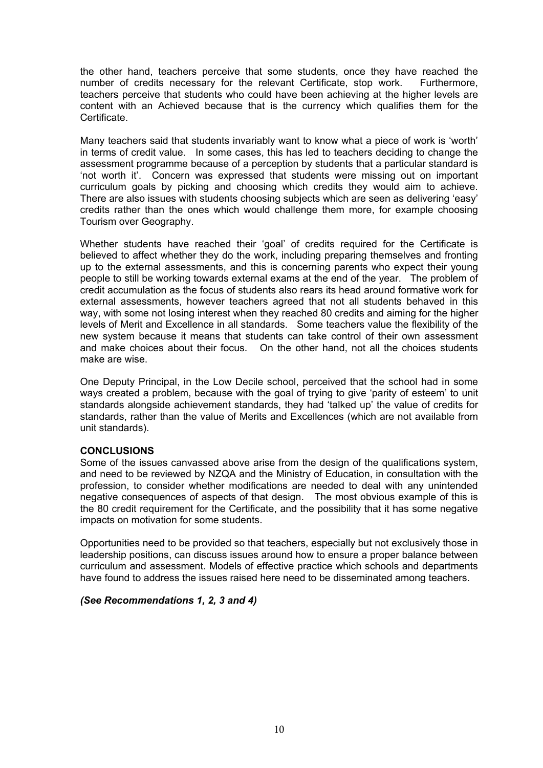the other hand, teachers perceive that some students, once they have reached the number of credits necessary for the relevant Certificate, stop work. Furthermore, teachers perceive that students who could have been achieving at the higher levels are content with an Achieved because that is the currency which qualifies them for the Certificate.

Many teachers said that students invariably want to know what a piece of work is 'worth' in terms of credit value. In some cases, this has led to teachers deciding to change the assessment programme because of a perception by students that a particular standard is 'not worth it'. Concern was expressed that students were missing out on important curriculum goals by picking and choosing which credits they would aim to achieve. There are also issues with students choosing subjects which are seen as delivering 'easy' credits rather than the ones which would challenge them more, for example choosing Tourism over Geography.

Whether students have reached their 'goal' of credits required for the Certificate is believed to affect whether they do the work, including preparing themselves and fronting up to the external assessments, and this is concerning parents who expect their young people to still be working towards external exams at the end of the year. The problem of credit accumulation as the focus of students also rears its head around formative work for external assessments, however teachers agreed that not all students behaved in this way, with some not losing interest when they reached 80 credits and aiming for the higher levels of Merit and Excellence in all standards. Some teachers value the flexibility of the new system because it means that students can take control of their own assessment and make choices about their focus. On the other hand, not all the choices students make are wise.

One Deputy Principal, in the Low Decile school, perceived that the school had in some ways created a problem, because with the goal of trying to give 'parity of esteem' to unit standards alongside achievement standards, they had 'talked up' the value of credits for standards, rather than the value of Merits and Excellences (which are not available from unit standards).

**CONCLUSIONS**

Some of the issues canvassed above arise from the design of the qualifications system, and need to be reviewed by NZQA and the Ministry of Education, in consultation with the profession, to consider whether modifications are needed to deal with any unintended negative consequences of aspects of that design. The most obvious example of this is the 80 credit requirement for the Certificate, and the possibility that it has some negative impacts on motivation for some students.

Opportunities need to be provided so that teachers, especially but not exclusively those in leadership positions, can discuss issues around how to ensure a proper balance between curriculum and assessment. Models of effective practice which schools and departments have found to address the issues raised here need to be disseminated among teachers.

***(See Recommendations 1, 2, 3 and 4)***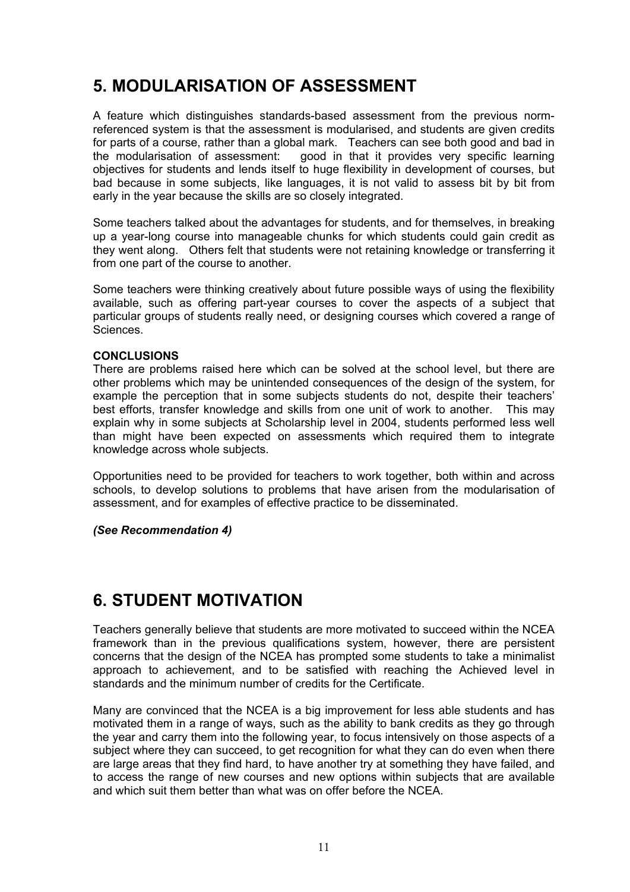## 5. MODULARISATION OF ASSESSMENT

A feature which distinguishes standards-based assessment from the previous norm-referenced system is that the assessment is modularised, and students are given credits for parts of a course, rather than a global mark. Teachers can see both good and bad in the modularisation of assessment: good in that it provides very specific learning objectives for students and lends itself to huge flexibility in development of courses, but bad because in some subjects, like languages, it is not valid to assess bit by bit from early in the year because the skills are so closely integrated.

Some teachers talked about the advantages for students, and for themselves, in breaking up a year-long course into manageable chunks for which students could gain credit as they went along. Others felt that students were not retaining knowledge or transferring it from one part of the course to another.

Some teachers were thinking creatively about future possible ways of using the flexibility available, such as offering part-year courses to cover the aspects of a subject that particular groups of students really need, or designing courses which covered a range of Sciences.

**CONCLUSIONS**

There are problems raised here which can be solved at the school level, but there are other problems which may be unintended consequences of the design of the system, for example the perception that in some subjects students do not, despite their teachers' best efforts, transfer knowledge and skills from one unit of work to another. This may explain why in some subjects at Scholarship level in 2004, students performed less well than might have been expected on assessments which required them to integrate knowledge across whole subjects.

Opportunities need to be provided for teachers to work together, both within and across schools, to develop solutions to problems that have arisen from the modularisation of assessment, and for examples of effective practice to be disseminated.

***(See Recommendation 4)***

## 6. STUDENT MOTIVATION

Teachers generally believe that students are more motivated to succeed within the NCEA framework than in the previous qualifications system, however, there are persistent concerns that the design of the NCEA has prompted some students to take a minimalist approach to achievement, and to be satisfied with reaching the Achieved level in standards and the minimum number of credits for the Certificate.

Many are convinced that the NCEA is a big improvement for less able students and has motivated them in a range of ways, such as the ability to bank credits as they go through the year and carry them into the following year, to focus intensively on those aspects of a subject where they can succeed, to get recognition for what they can do even when there are large areas that they find hard, to have another try at something they have failed, and to access the range of new courses and new options within subjects that are available and which suit them better than what was on offer before the NCEA.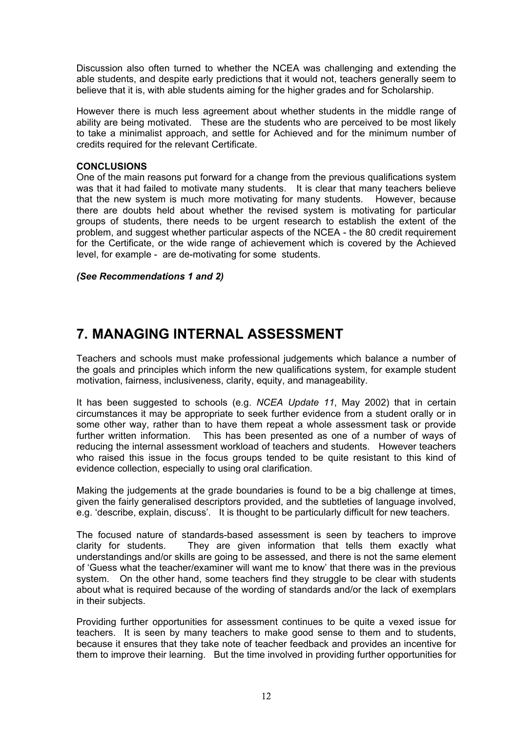Discussion also often turned to whether the NCEA was challenging and extending the able students, and despite early predictions that it would not, teachers generally seem to believe that it is, with able students aiming for the higher grades and for Scholarship.

However there is much less agreement about whether students in the middle range of ability are being motivated. These are the students who are perceived to be most likely to take a minimalist approach, and settle for Achieved and for the minimum number of credits required for the relevant Certificate.

**CONCLUSIONS**

One of the main reasons put forward for a change from the previous qualifications system was that it had failed to motivate many students. It is clear that many teachers believe that the new system is much more motivating for many students. However, because there are doubts held about whether the revised system is motivating for particular groups of students, there needs to be urgent research to establish the extent of the problem, and suggest whether particular aspects of the NCEA - the 80 credit requirement for the Certificate, or the wide range of achievement which is covered by the Achieved level, for example - are de-motivating for some students.

***(See Recommendations 1 and 2)***

# 7. MANAGING INTERNAL ASSESSMENT

Teachers and schools must make professional judgements which balance a number of the goals and principles which inform the new qualifications system, for example student motivation, fairness, inclusiveness, clarity, equity, and manageability.

It has been suggested to schools (e.g. *NCEA Update 11*, May 2002) that in certain circumstances it may be appropriate to seek further evidence from a student orally or in some other way, rather than to have them repeat a whole assessment task or provide further written information. This has been presented as one of a number of ways of reducing the internal assessment workload of teachers and students. However teachers who raised this issue in the focus groups tended to be quite resistant to this kind of evidence collection, especially to using oral clarification.

Making the judgements at the grade boundaries is found to be a big challenge at times, given the fairly generalised descriptors provided, and the subtleties of language involved, e.g. 'describe, explain, discuss'. It is thought to be particularly difficult for new teachers.

The focused nature of standards-based assessment is seen by teachers to improve clarity for students. They are given information that tells them exactly what understandings and/or skills are going to be assessed, and there is not the same element of 'Guess what the teacher/examiner will want me to know' that there was in the previous system. On the other hand, some teachers find they struggle to be clear with students about what is required because of the wording of standards and/or the lack of exemplars in their subjects.

Providing further opportunities for assessment continues to be quite a vexed issue for teachers. It is seen by many teachers to make good sense to them and to students, because it ensures that they take note of teacher feedback and provides an incentive for them to improve their learning. But the time involved in providing further opportunities for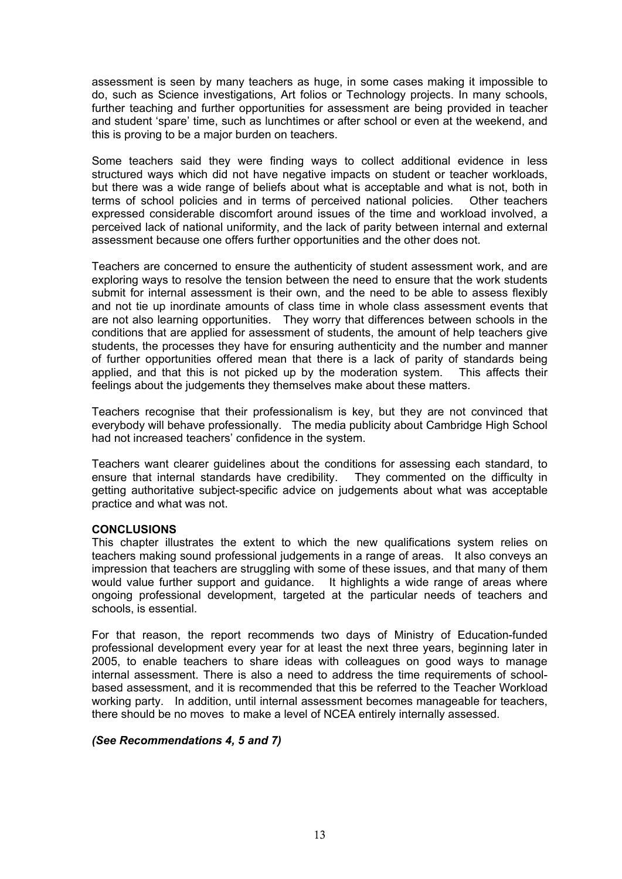assessment is seen by many teachers as huge, in some cases making it impossible to do, such as Science investigations, Art folios or Technology projects. In many schools, further teaching and further opportunities for assessment are being provided in teacher and student 'spare' time, such as lunchtimes or after school or even at the weekend, and this is proving to be a major burden on teachers.

Some teachers said they were finding ways to collect additional evidence in less structured ways which did not have negative impacts on student or teacher workloads, but there was a wide range of beliefs about what is acceptable and what is not, both in terms of school policies and in terms of perceived national policies. Other teachers expressed considerable discomfort around issues of the time and workload involved, a perceived lack of national uniformity, and the lack of parity between internal and external assessment because one offers further opportunities and the other does not.

Teachers are concerned to ensure the authenticity of student assessment work, and are exploring ways to resolve the tension between the need to ensure that the work students submit for internal assessment is their own, and the need to be able to assess flexibly and not tie up inordinate amounts of class time in whole class assessment events that are not also learning opportunities. They worry that differences between schools in the conditions that are applied for assessment of students, the amount of help teachers give students, the processes they have for ensuring authenticity and the number and manner of further opportunities offered mean that there is a lack of parity of standards being applied, and that this is not picked up by the moderation system. This affects their feelings about the judgements they themselves make about these matters.

Teachers recognise that their professionalism is key, but they are not convinced that everybody will behave professionally. The media publicity about Cambridge High School had not increased teachers' confidence in the system.

Teachers want clearer guidelines about the conditions for assessing each standard, to ensure that internal standards have credibility. They commented on the difficulty in getting authoritative subject-specific advice on judgements about what was acceptable practice and what was not.

**CONCLUSIONS**

This chapter illustrates the extent to which the new qualifications system relies on teachers making sound professional judgements in a range of areas. It also conveys an impression that teachers are struggling with some of these issues, and that many of them would value further support and guidance. It highlights a wide range of areas where ongoing professional development, targeted at the particular needs of teachers and schools, is essential.

For that reason, the report recommends two days of Ministry of Education-funded professional development every year for at least the next three years, beginning later in 2005, to enable teachers to share ideas with colleagues on good ways to manage internal assessment. There is also a need to address the time requirements of school-based assessment, and it is recommended that this be referred to the Teacher Workload working party. In addition, until internal assessment becomes manageable for teachers, there should be no moves to make a level of NCEA entirely internally assessed.

***(See Recommendations 4, 5 and 7)***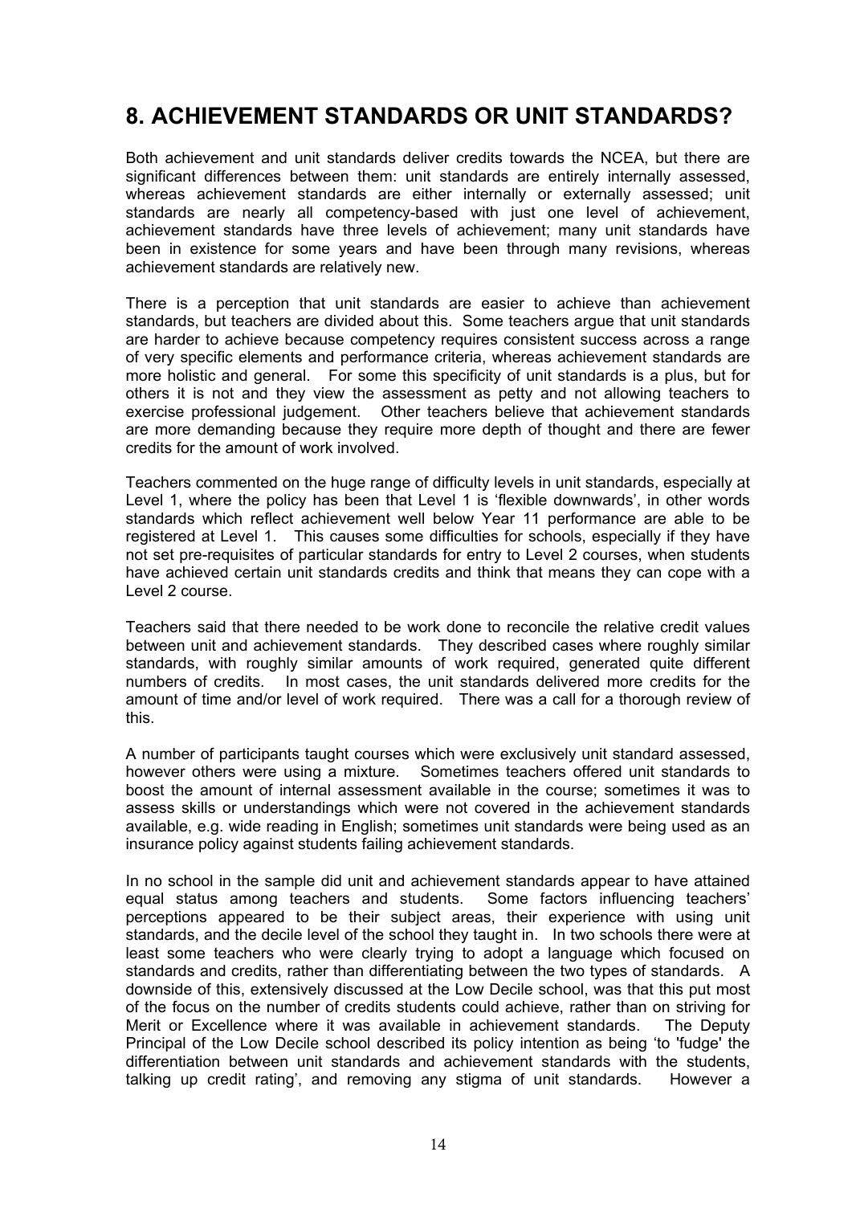# 8. ACHIEVEMENT STANDARDS OR UNIT STANDARDS?

Both achievement and unit standards deliver credits towards the NCEA, but there are significant differences between them: unit standards are entirely internally assessed, whereas achievement standards are either internally or externally assessed; unit standards are nearly all competency-based with just one level of achievement, achievement standards have three levels of achievement; many unit standards have been in existence for some years and have been through many revisions, whereas achievement standards are relatively new.

There is a perception that unit standards are easier to achieve than achievement standards, but teachers are divided about this. Some teachers argue that unit standards are harder to achieve because competency requires consistent success across a range of very specific elements and performance criteria, whereas achievement standards are more holistic and general. For some this specificity of unit standards is a plus, but for others it is not and they view the assessment as petty and not allowing teachers to exercise professional judgement. Other teachers believe that achievement standards are more demanding because they require more depth of thought and there are fewer credits for the amount of work involved.

Teachers commented on the huge range of difficulty levels in unit standards, especially at Level 1, where the policy has been that Level 1 is 'flexible downwards', in other words standards which reflect achievement well below Year 11 performance are able to be registered at Level 1. This causes some difficulties for schools, especially if they have not set pre-requisites of particular standards for entry to Level 2 courses, when students have achieved certain unit standards credits and think that means they can cope with a Level 2 course.

Teachers said that there needed to be work done to reconcile the relative credit values between unit and achievement standards. They described cases where roughly similar standards, with roughly similar amounts of work required, generated quite different numbers of credits. In most cases, the unit standards delivered more credits for the amount of time and/or level of work required. There was a call for a thorough review of this.

A number of participants taught courses which were exclusively unit standard assessed, however others were using a mixture. Sometimes teachers offered unit standards to boost the amount of internal assessment available in the course; sometimes it was to assess skills or understandings which were not covered in the achievement standards available, e.g. wide reading in English; sometimes unit standards were being used as an insurance policy against students failing achievement standards.

In no school in the sample did unit and achievement standards appear to have attained equal status among teachers and students. Some factors influencing teachers' perceptions appeared to be their subject areas, their experience with using unit standards, and the decile level of the school they taught in. In two schools there were at least some teachers who were clearly trying to adopt a language which focused on standards and credits, rather than differentiating between the two types of standards. A downside of this, extensively discussed at the Low Decile school, was that this put most of the focus on the number of credits students could achieve, rather than on striving for Merit or Excellence where it was available in achievement standards. The Deputy Principal of the Low Decile school described its policy intention as being 'to 'fudge' the differentiation between unit standards and achievement standards with the students, talking up credit rating', and removing any stigma of unit standards. However a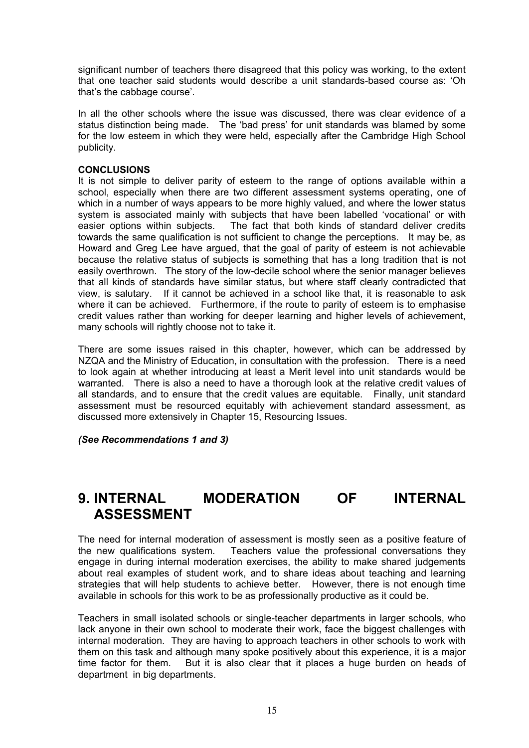significant number of teachers there disagreed that this policy was working, to the extent that one teacher said students would describe a unit standards-based course as: 'Oh that's the cabbage course'.

In all the other schools where the issue was discussed, there was clear evidence of a status distinction being made. The 'bad press' for unit standards was blamed by some for the low esteem in which they were held, especially after the Cambridge High School publicity.

**CONCLUSIONS**

It is not simple to deliver parity of esteem to the range of options available within a school, especially when there are two different assessment systems operating, one of which in a number of ways appears to be more highly valued, and where the lower status system is associated mainly with subjects that have been labelled 'vocational' or with easier options within subjects. The fact that both kinds of standard deliver credits towards the same qualification is not sufficient to change the perceptions. It may be, as Howard and Greg Lee have argued, that the goal of parity of esteem is not achievable because the relative status of subjects is something that has a long tradition that is not easily overthrown. The story of the low-decile school where the senior manager believes that all kinds of standards have similar status, but where staff clearly contradicted that view, is salutary. If it cannot be achieved in a school like that, it is reasonable to ask where it can be achieved. Furthermore, if the route to parity of esteem is to emphasise credit values rather than working for deeper learning and higher levels of achievement, many schools will rightly choose not to take it.

There are some issues raised in this chapter, however, which can be addressed by NZQA and the Ministry of Education, in consultation with the profession. There is a need to look again at whether introducing at least a Merit level into unit standards would be warranted. There is also a need to have a thorough look at the relative credit values of all standards, and to ensure that the credit values are equitable. Finally, unit standard assessment must be resourced equitably with achievement standard assessment, as discussed more extensively in Chapter 15, Resourcing Issues.

***(See Recommendations 1 and 3)***

# 9. INTERNAL MODERATION OF INTERNAL ASSESSMENT

The need for internal moderation of assessment is mostly seen as a positive feature of the new qualifications system. Teachers value the professional conversations they engage in during internal moderation exercises, the ability to make shared judgements about real examples of student work, and to share ideas about teaching and learning strategies that will help students to achieve better. However, there is not enough time available in schools for this work to be as professionally productive as it could be.

Teachers in small isolated schools or single-teacher departments in larger schools, who lack anyone in their own school to moderate their work, face the biggest challenges with internal moderation. They are having to approach teachers in other schools to work with them on this task and although many spoke positively about this experience, it is a major time factor for them. But it is also clear that it places a huge burden on heads of department in big departments.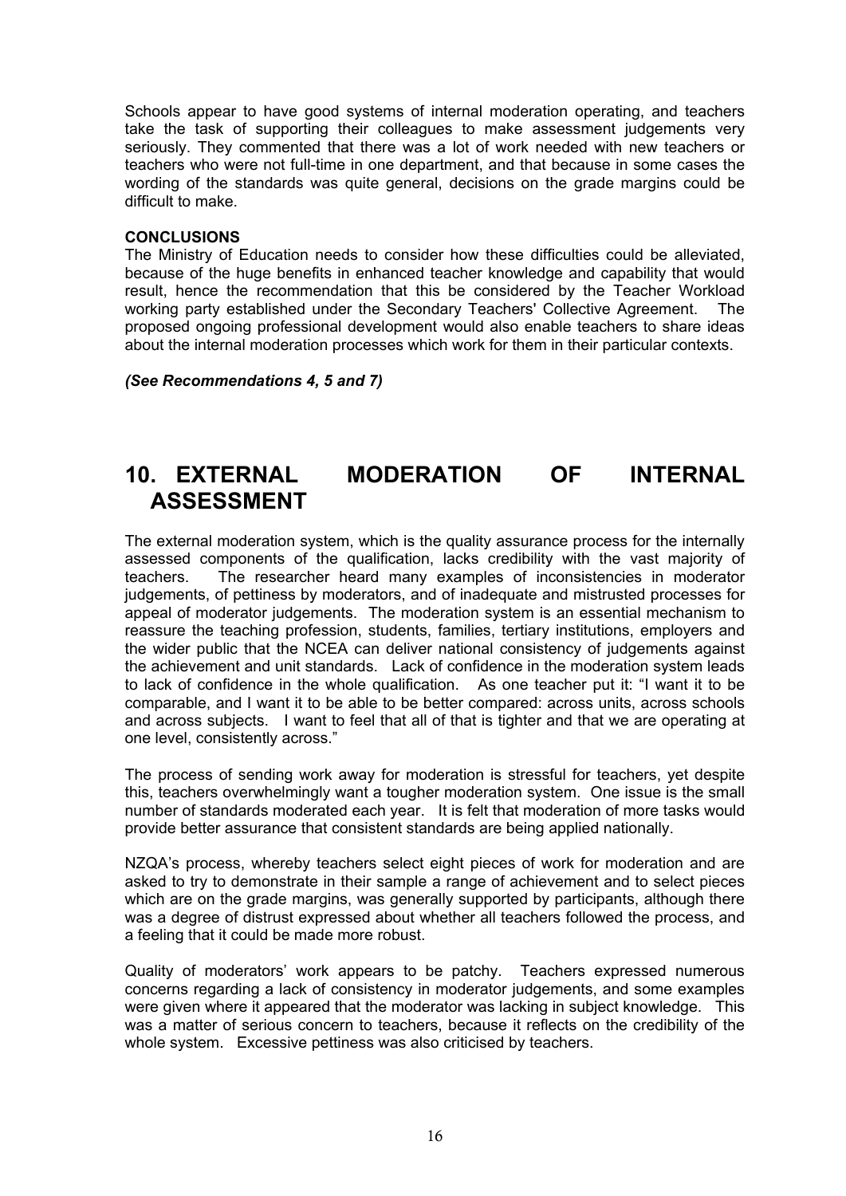Schools appear to have good systems of internal moderation operating, and teachers take the task of supporting their colleagues to make assessment judgements very seriously. They commented that there was a lot of work needed with new teachers or teachers who were not full-time in one department, and that because in some cases the wording of the standards was quite general, decisions on the grade margins could be difficult to make.

**CONCLUSIONS**

The Ministry of Education needs to consider how these difficulties could be alleviated, because of the huge benefits in enhanced teacher knowledge and capability that would result, hence the recommendation that this be considered by the Teacher Workload working party established under the Secondary Teachers' Collective Agreement. The proposed ongoing professional development would also enable teachers to share ideas about the internal moderation processes which work for them in their particular contexts.

***(See Recommendations 4, 5 and 7)***

# 10. EXTERNAL MODERATION OF INTERNAL ASSESSMENT

The external moderation system, which is the quality assurance process for the internally assessed components of the qualification, lacks credibility with the vast majority of teachers. The researcher heard many examples of inconsistencies in moderator judgements, of pettiness by moderators, and of inadequate and mistrusted processes for appeal of moderator judgements. The moderation system is an essential mechanism to reassure the teaching profession, students, families, tertiary institutions, employers and the wider public that the NCEA can deliver national consistency of judgements against the achievement and unit standards. Lack of confidence in the moderation system leads to lack of confidence in the whole qualification. As one teacher put it: "I want it to be comparable, and I want it to be able to be better compared: across units, across schools and across subjects. I want to feel that all of that is tighter and that we are operating at one level, consistently across."

The process of sending work away for moderation is stressful for teachers, yet despite this, teachers overwhelmingly want a tougher moderation system. One issue is the small number of standards moderated each year. It is felt that moderation of more tasks would provide better assurance that consistent standards are being applied nationally.

NZQA's process, whereby teachers select eight pieces of work for moderation and are asked to try to demonstrate in their sample a range of achievement and to select pieces which are on the grade margins, was generally supported by participants, although there was a degree of distrust expressed about whether all teachers followed the process, and a feeling that it could be made more robust.

Quality of moderators' work appears to be patchy. Teachers expressed numerous concerns regarding a lack of consistency in moderator judgements, and some examples were given where it appeared that the moderator was lacking in subject knowledge. This was a matter of serious concern to teachers, because it reflects on the credibility of the whole system. Excessive pettiness was also criticised by teachers.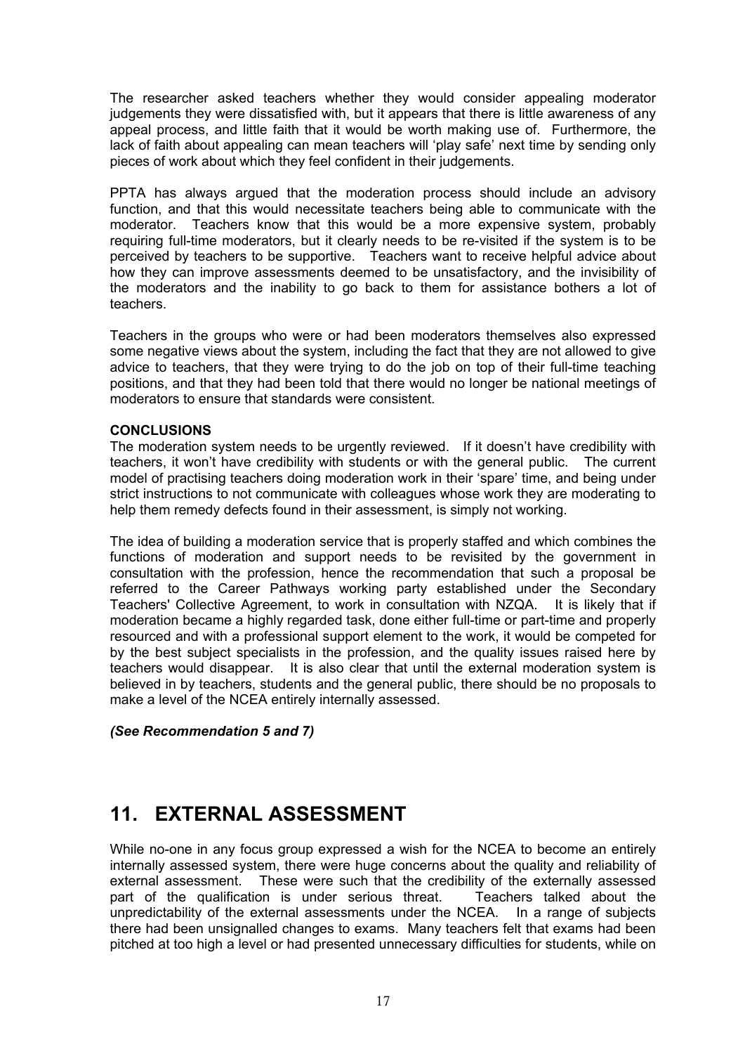The researcher asked teachers whether they would consider appealing moderator judgements they were dissatisfied with, but it appears that there is little awareness of any appeal process, and little faith that it would be worth making use of. Furthermore, the lack of faith about appealing can mean teachers will 'play safe' next time by sending only pieces of work about which they feel confident in their judgements.

PPTA has always argued that the moderation process should include an advisory function, and that this would necessitate teachers being able to communicate with the moderator. Teachers know that this would be a more expensive system, probably requiring full-time moderators, but it clearly needs to be re-visited if the system is to be perceived by teachers to be supportive. Teachers want to receive helpful advice about how they can improve assessments deemed to be unsatisfactory, and the invisibility of the moderators and the inability to go back to them for assistance bothers a lot of teachers.

Teachers in the groups who were or had been moderators themselves also expressed some negative views about the system, including the fact that they are not allowed to give advice to teachers, that they were trying to do the job on top of their full-time teaching positions, and that they had been told that there would no longer be national meetings of moderators to ensure that standards were consistent.

**CONCLUSIONS**

The moderation system needs to be urgently reviewed. If it doesn't have credibility with teachers, it won't have credibility with students or with the general public. The current model of practising teachers doing moderation work in their 'spare' time, and being under strict instructions to not communicate with colleagues whose work they are moderating to help them remedy defects found in their assessment, is simply not working.

The idea of building a moderation service that is properly staffed and which combines the functions of moderation and support needs to be revisited by the government in consultation with the profession, hence the recommendation that such a proposal be referred to the Career Pathways working party established under the Secondary Teachers' Collective Agreement, to work in consultation with NZQA. It is likely that if moderation became a highly regarded task, done either full-time or part-time and properly resourced and with a professional support element to the work, it would be competed for by the best subject specialists in the profession, and the quality issues raised here by teachers would disappear. It is also clear that until the external moderation system is believed in by teachers, students and the general public, there should be no proposals to make a level of the NCEA entirely internally assessed.

***(See Recommendation 5 and 7)***

## 11. EXTERNAL ASSESSMENT

While no-one in any focus group expressed a wish for the NCEA to become an entirely internally assessed system, there were huge concerns about the quality and reliability of external assessment. These were such that the credibility of the externally assessed part of the qualification is under serious threat. Teachers talked about the unpredictability of the external assessments under the NCEA. In a range of subjects there had been unsignalled changes to exams. Many teachers felt that exams had been pitched at too high a level or had presented unnecessary difficulties for students, while on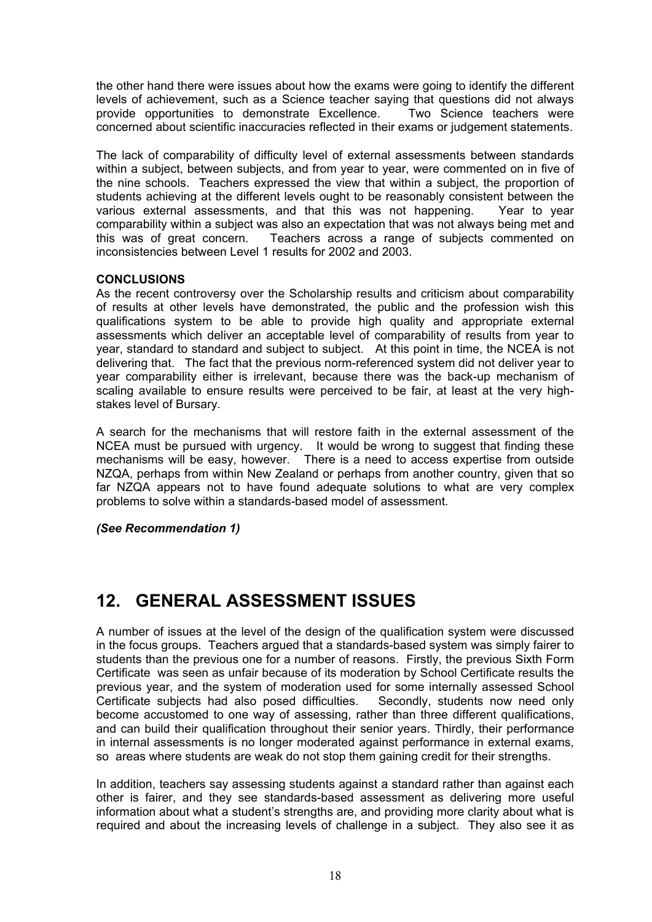the other hand there were issues about how the exams were going to identify the different levels of achievement, such as a Science teacher saying that questions did not always provide opportunities to demonstrate Excellence. Two Science teachers were concerned about scientific inaccuracies reflected in their exams or judgement statements.

The lack of comparability of difficulty level of external assessments between standards within a subject, between subjects, and from year to year, were commented on in five of the nine schools. Teachers expressed the view that within a subject, the proportion of students achieving at the different levels ought to be reasonably consistent between the various external assessments, and that this was not happening. Year to year comparability within a subject was also an expectation that was not always being met and this was of great concern. Teachers across a range of subjects commented on inconsistencies between Level 1 results for 2002 and 2003.

**CONCLUSIONS**

As the recent controversy over the Scholarship results and criticism about comparability of results at other levels have demonstrated, the public and the profession wish this qualifications system to be able to provide high quality and appropriate external assessments which deliver an acceptable level of comparability of results from year to year, standard to standard and subject to subject. At this point in time, the NCEA is not delivering that. The fact that the previous norm-referenced system did not deliver year to year comparability either is irrelevant, because there was the back-up mechanism of scaling available to ensure results were perceived to be fair, at least at the very high-stakes level of Bursary.

A search for the mechanisms that will restore faith in the external assessment of the NCEA must be pursued with urgency. It would be wrong to suggest that finding these mechanisms will be easy, however. There is a need to access expertise from outside NZQA, perhaps from within New Zealand or perhaps from another country, given that so far NZQA appears not to have found adequate solutions to what are very complex problems to solve within a standards-based model of assessment.

***(See Recommendation 1)***

# 12. GENERAL ASSESSMENT ISSUES

A number of issues at the level of the design of the qualification system were discussed in the focus groups. Teachers argued that a standards-based system was simply fairer to students than the previous one for a number of reasons. Firstly, the previous Sixth Form Certificate was seen as unfair because of its moderation by School Certificate results the previous year, and the system of moderation used for some internally assessed School Certificate subjects had also posed difficulties. Secondly, students now need only become accustomed to one way of assessing, rather than three different qualifications, and can build their qualification throughout their senior years. Thirdly, their performance in internal assessments is no longer moderated against performance in external exams, so areas where students are weak do not stop them gaining credit for their strengths.

In addition, teachers say assessing students against a standard rather than against each other is fairer, and they see standards-based assessment as delivering more useful information about what a student's strengths are, and providing more clarity about what is required and about the increasing levels of challenge in a subject. They also see it as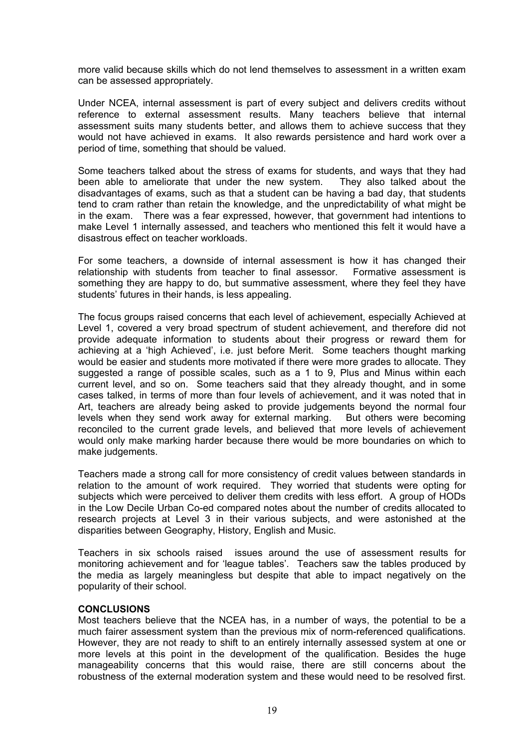more valid because skills which do not lend themselves to assessment in a written exam can be assessed appropriately.

Under NCEA, internal assessment is part of every subject and delivers credits without reference to external assessment results. Many teachers believe that internal assessment suits many students better, and allows them to achieve success that they would not have achieved in exams. It also rewards persistence and hard work over a period of time, something that should be valued.

Some teachers talked about the stress of exams for students, and ways that they had been able to ameliorate that under the new system. They also talked about the disadvantages of exams, such as that a student can be having a bad day, that students tend to cram rather than retain the knowledge, and the unpredictability of what might be in the exam. There was a fear expressed, however, that government had intentions to make Level 1 internally assessed, and teachers who mentioned this felt it would have a disastrous effect on teacher workloads.

For some teachers, a downside of internal assessment is how it has changed their relationship with students from teacher to final assessor. Formative assessment is something they are happy to do, but summative assessment, where they feel they have students' futures in their hands, is less appealing.

The focus groups raised concerns that each level of achievement, especially Achieved at Level 1, covered a very broad spectrum of student achievement, and therefore did not provide adequate information to students about their progress or reward them for achieving at a 'high Achieved', i.e. just before Merit. Some teachers thought marking would be easier and students more motivated if there were more grades to allocate. They suggested a range of possible scales, such as a 1 to 9, Plus and Minus within each current level, and so on. Some teachers said that they already thought, and in some cases talked, in terms of more than four levels of achievement, and it was noted that in Art, teachers are already being asked to provide judgements beyond the normal four levels when they send work away for external marking. But others were becoming reconciled to the current grade levels, and believed that more levels of achievement would only make marking harder because there would be more boundaries on which to make judgements.

Teachers made a strong call for more consistency of credit values between standards in relation to the amount of work required. They worried that students were opting for subjects which were perceived to deliver them credits with less effort. A group of HODs in the Low Decile Urban Co-ed compared notes about the number of credits allocated to research projects at Level 3 in their various subjects, and were astonished at the disparities between Geography, History, English and Music.

Teachers in six schools raised issues around the use of assessment results for monitoring achievement and for 'league tables'. Teachers saw the tables produced by the media as largely meaningless but despite that able to impact negatively on the popularity of their school.

**CONCLUSIONS**

Most teachers believe that the NCEA has, in a number of ways, the potential to be a much fairer assessment system than the previous mix of norm-referenced qualifications. However, they are not ready to shift to an entirely internally assessed system at one or more levels at this point in the development of the qualification. Besides the huge manageability concerns that this would raise, there are still concerns about the robustness of the external moderation system and these would need to be resolved first.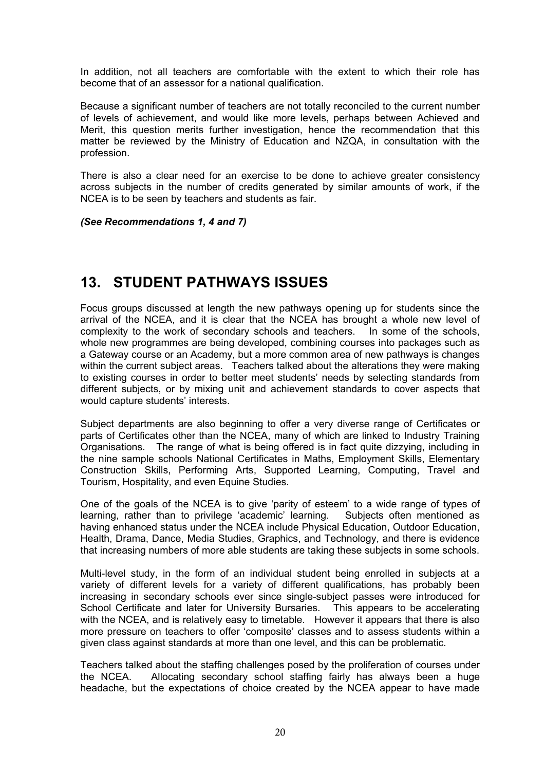In addition, not all teachers are comfortable with the extent to which their role has become that of an assessor for a national qualification.

Because a significant number of teachers are not totally reconciled to the current number of levels of achievement, and would like more levels, perhaps between Achieved and Merit, this question merits further investigation, hence the recommendation that this matter be reviewed by the Ministry of Education and NZQA, in consultation with the profession.

There is also a clear need for an exercise to be done to achieve greater consistency across subjects in the number of credits generated by similar amounts of work, if the NCEA is to be seen by teachers and students as fair.

***(See Recommendations 1, 4 and 7)***

## 13. STUDENT PATHWAYS ISSUES

Focus groups discussed at length the new pathways opening up for students since the arrival of the NCEA, and it is clear that the NCEA has brought a whole new level of complexity to the work of secondary schools and teachers. In some of the schools, whole new programmes are being developed, combining courses into packages such as a Gateway course or an Academy, but a more common area of new pathways is changes within the current subject areas. Teachers talked about the alterations they were making to existing courses in order to better meet students' needs by selecting standards from different subjects, or by mixing unit and achievement standards to cover aspects that would capture students' interests.

Subject departments are also beginning to offer a very diverse range of Certificates or parts of Certificates other than the NCEA, many of which are linked to Industry Training Organisations. The range of what is being offered is in fact quite dizzying, including in the nine sample schools National Certificates in Maths, Employment Skills, Elementary Construction Skills, Performing Arts, Supported Learning, Computing, Travel and Tourism, Hospitality, and even Equine Studies.

One of the goals of the NCEA is to give 'parity of esteem' to a wide range of types of learning, rather than to privilege 'academic' learning. Subjects often mentioned as having enhanced status under the NCEA include Physical Education, Outdoor Education, Health, Drama, Dance, Media Studies, Graphics, and Technology, and there is evidence that increasing numbers of more able students are taking these subjects in some schools.

Multi-level study, in the form of an individual student being enrolled in subjects at a variety of different levels for a variety of different qualifications, has probably been increasing in secondary schools ever since single-subject passes were introduced for School Certificate and later for University Bursaries. This appears to be accelerating with the NCEA, and is relatively easy to timetable. However it appears that there is also more pressure on teachers to offer 'composite' classes and to assess students within a given class against standards at more than one level, and this can be problematic.

Teachers talked about the staffing challenges posed by the proliferation of courses under the NCEA. Allocating secondary school staffing fairly has always been a huge headache, but the expectations of choice created by the NCEA appear to have made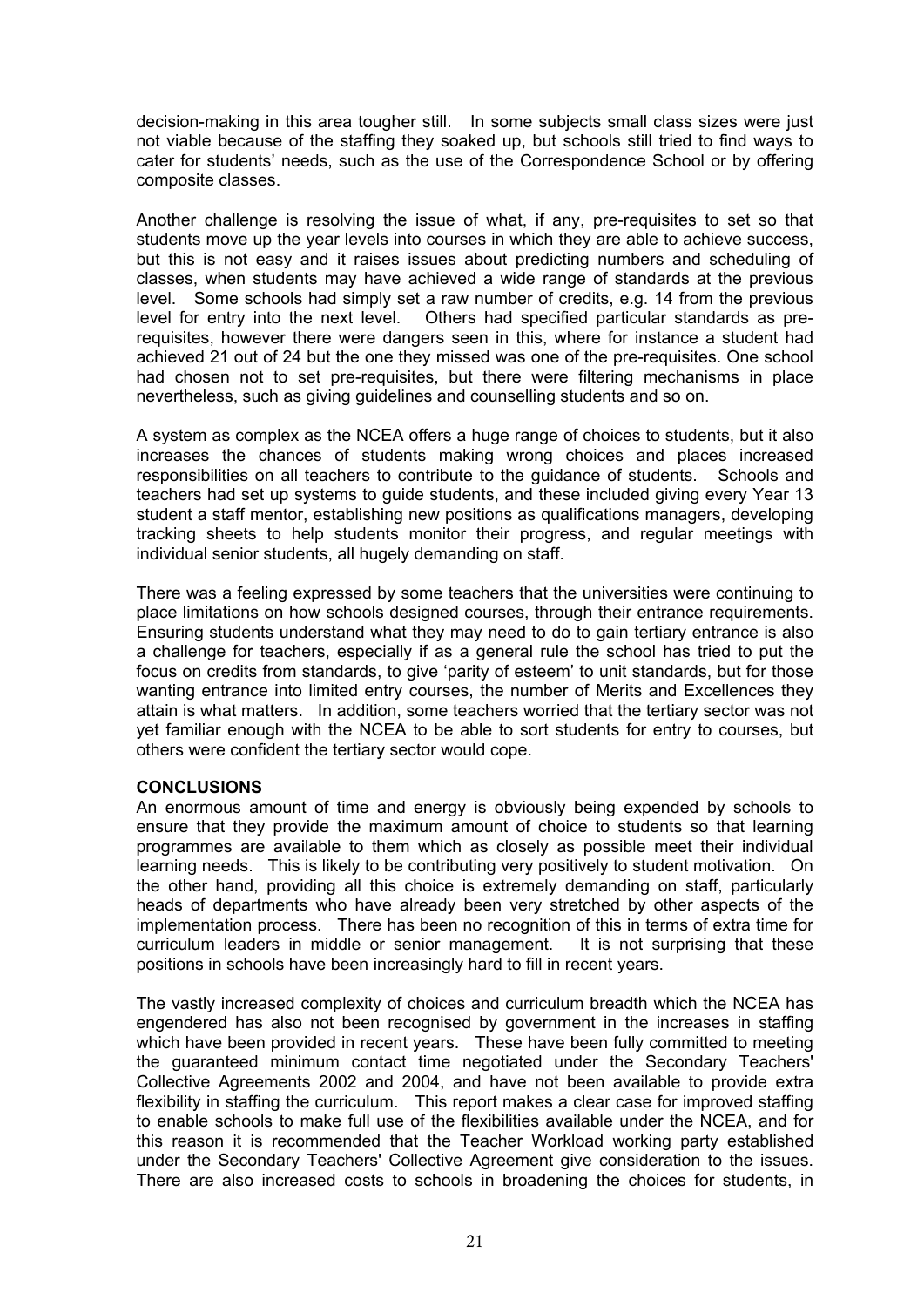decision-making in this area tougher still. In some subjects small class sizes were just not viable because of the staffing they soaked up, but schools still tried to find ways to cater for students' needs, such as the use of the Correspondence School or by offering composite classes.

Another challenge is resolving the issue of what, if any, pre-requisites to set so that students move up the year levels into courses in which they are able to achieve success, but this is not easy and it raises issues about predicting numbers and scheduling of classes, when students may have achieved a wide range of standards at the previous level. Some schools had simply set a raw number of credits, e.g. 14 from the previous level for entry into the next level. Others had specified particular standards as pre-requisites, however there were dangers seen in this, where for instance a student had achieved 21 out of 24 but the one they missed was one of the pre-requisites. One school had chosen not to set pre-requisites, but there were filtering mechanisms in place nevertheless, such as giving guidelines and counselling students and so on.

A system as complex as the NCEA offers a huge range of choices to students, but it also increases the chances of students making wrong choices and places increased responsibilities on all teachers to contribute to the guidance of students. Schools and teachers had set up systems to guide students, and these included giving every Year 13 student a staff mentor, establishing new positions as qualifications managers, developing tracking sheets to help students monitor their progress, and regular meetings with individual senior students, all hugely demanding on staff.

There was a feeling expressed by some teachers that the universities were continuing to place limitations on how schools designed courses, through their entrance requirements. Ensuring students understand what they may need to do to gain tertiary entrance is also a challenge for teachers, especially if as a general rule the school has tried to put the focus on credits from standards, to give 'parity of esteem' to unit standards, but for those wanting entrance into limited entry courses, the number of Merits and Excellences they attain is what matters. In addition, some teachers worried that the tertiary sector was not yet familiar enough with the NCEA to be able to sort students for entry to courses, but others were confident the tertiary sector would cope.

**CONCLUSIONS**

An enormous amount of time and energy is obviously being expended by schools to ensure that they provide the maximum amount of choice to students so that learning programmes are available to them which as closely as possible meet their individual learning needs. This is likely to be contributing very positively to student motivation. On the other hand, providing all this choice is extremely demanding on staff, particularly heads of departments who have already been very stretched by other aspects of the implementation process. There has been no recognition of this in terms of extra time for curriculum leaders in middle or senior management. It is not surprising that these positions in schools have been increasingly hard to fill in recent years.

The vastly increased complexity of choices and curriculum breadth which the NCEA has engendered has also not been recognised by government in the increases in staffing which have been provided in recent years. These have been fully committed to meeting the guaranteed minimum contact time negotiated under the Secondary Teachers' Collective Agreements 2002 and 2004, and have not been available to provide extra flexibility in staffing the curriculum. This report makes a clear case for improved staffing to enable schools to make full use of the flexibilities available under the NCEA, and for this reason it is recommended that the Teacher Workload working party established under the Secondary Teachers' Collective Agreement give consideration to the issues. There are also increased costs to schools in broadening the choices for students, in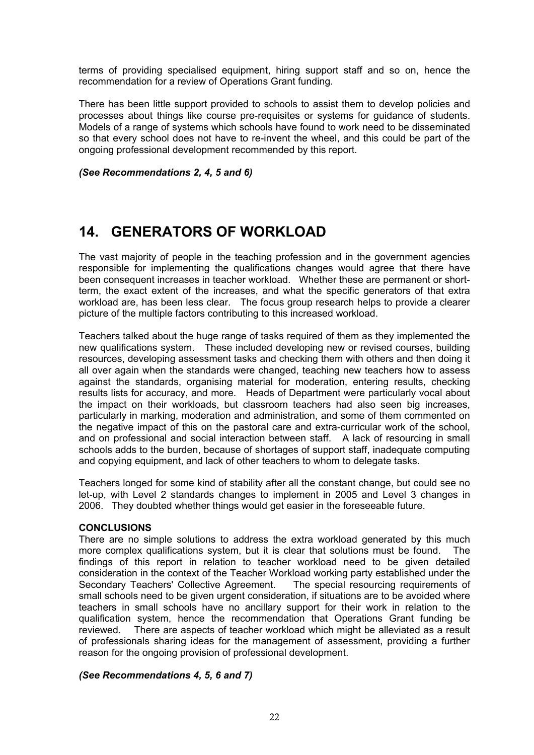terms of providing specialised equipment, hiring support staff and so on, hence the recommendation for a review of Operations Grant funding.

There has been little support provided to schools to assist them to develop policies and processes about things like course pre-requisites or systems for guidance of students. Models of a range of systems which schools have found to work need to be disseminated so that every school does not have to re-invent the wheel, and this could be part of the ongoing professional development recommended by this report.

***(See Recommendations 2, 4, 5 and 6)***

# 14. GENERATORS OF WORKLOAD

The vast majority of people in the teaching profession and in the government agencies responsible for implementing the qualifications changes would agree that there have been consequent increases in teacher workload. Whether these are permanent or short-term, the exact extent of the increases, and what the specific generators of that extra workload are, has been less clear. The focus group research helps to provide a clearer picture of the multiple factors contributing to this increased workload.

Teachers talked about the huge range of tasks required of them as they implemented the new qualifications system. These included developing new or revised courses, building resources, developing assessment tasks and checking them with others and then doing it all over again when the standards were changed, teaching new teachers how to assess against the standards, organising material for moderation, entering results, checking results lists for accuracy, and more. Heads of Department were particularly vocal about the impact on their workloads, but classroom teachers had also seen big increases, particularly in marking, moderation and administration, and some of them commented on the negative impact of this on the pastoral care and extra-curricular work of the school, and on professional and social interaction between staff. A lack of resourcing in small schools adds to the burden, because of shortages of support staff, inadequate computing and copying equipment, and lack of other teachers to whom to delegate tasks.

Teachers longed for some kind of stability after all the constant change, but could see no let-up, with Level 2 standards changes to implement in 2005 and Level 3 changes in 2006. They doubted whether things would get easier in the foreseeable future.

**CONCLUSIONS**

There are no simple solutions to address the extra workload generated by this much more complex qualifications system, but it is clear that solutions must be found. The findings of this report in relation to teacher workload need to be given detailed consideration in the context of the Teacher Workload working party established under the Secondary Teachers' Collective Agreement. The special resourcing requirements of small schools need to be given urgent consideration, if situations are to be avoided where teachers in small schools have no ancillary support for their work in relation to the qualification system, hence the recommendation that Operations Grant funding be reviewed. There are aspects of teacher workload which might be alleviated as a result of professionals sharing ideas for the management of assessment, providing a further reason for the ongoing provision of professional development.

***(See Recommendations 4, 5, 6 and 7)***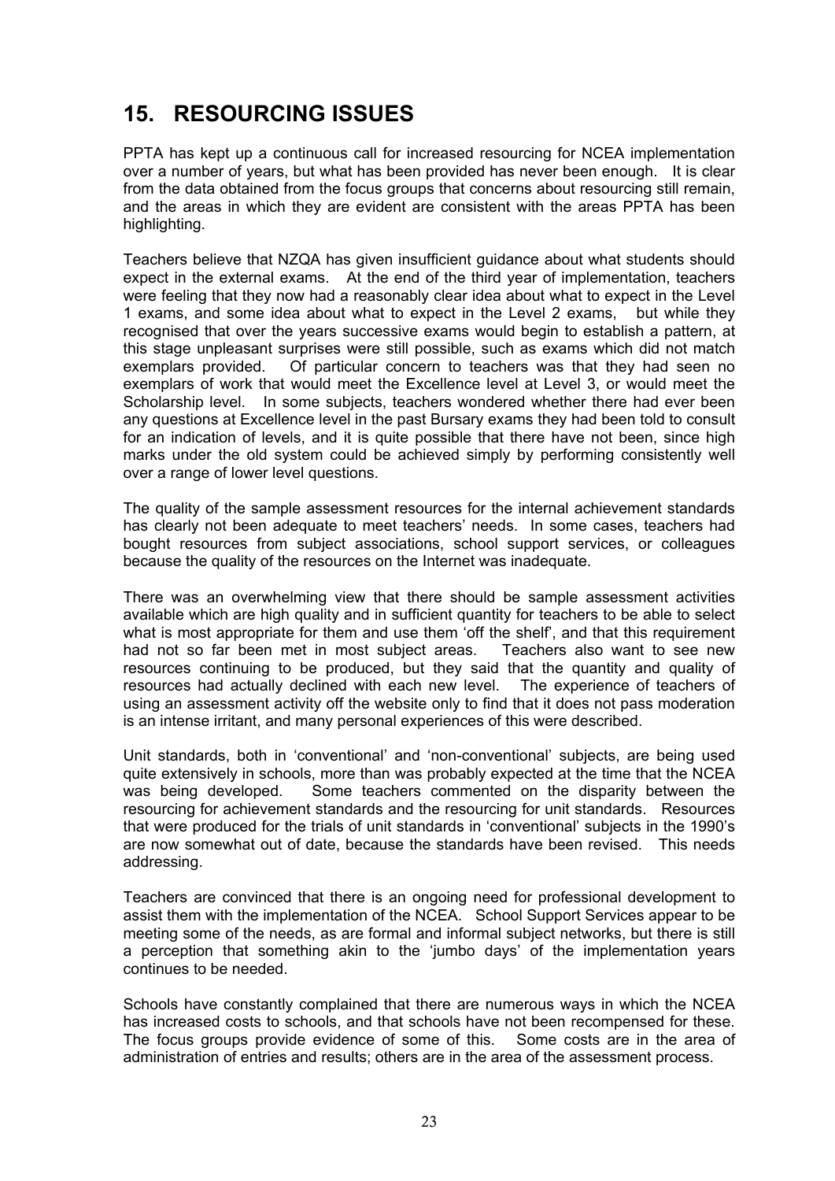# 15. RESOURCING ISSUES

PPTA has kept up a continuous call for increased resourcing for NCEA implementation over a number of years, but what has been provided has never been enough. It is clear from the data obtained from the focus groups that concerns about resourcing still remain, and the areas in which they are evident are consistent with the areas PPTA has been highlighting.

Teachers believe that NZQA has given insufficient guidance about what students should expect in the external exams. At the end of the third year of implementation, teachers were feeling that they now had a reasonably clear idea about what to expect in the Level 1 exams, and some idea about what to expect in the Level 2 exams, but while they recognised that over the years successive exams would begin to establish a pattern, at this stage unpleasant surprises were still possible, such as exams which did not match exemplars provided. Of particular concern to teachers was that they had seen no exemplars of work that would meet the Excellence level at Level 3, or would meet the Scholarship level. In some subjects, teachers wondered whether there had ever been any questions at Excellence level in the past Bursary exams they had been told to consult for an indication of levels, and it is quite possible that there have not been, since high marks under the old system could be achieved simply by performing consistently well over a range of lower level questions.

The quality of the sample assessment resources for the internal achievement standards has clearly not been adequate to meet teachers' needs. In some cases, teachers had bought resources from subject associations, school support services, or colleagues because the quality of the resources on the Internet was inadequate.

There was an overwhelming view that there should be sample assessment activities available which are high quality and in sufficient quantity for teachers to be able to select what is most appropriate for them and use them 'off the shelf', and that this requirement had not so far been met in most subject areas. Teachers also want to see new resources continuing to be produced, but they said that the quantity and quality of resources had actually declined with each new level. The experience of teachers of using an assessment activity off the website only to find that it does not pass moderation is an intense irritant, and many personal experiences of this were described.

Unit standards, both in 'conventional' and 'non-conventional' subjects, are being used quite extensively in schools, more than was probably expected at the time that the NCEA was being developed. Some teachers commented on the disparity between the resourcing for achievement standards and the resourcing for unit standards. Resources that were produced for the trials of unit standards in 'conventional' subjects in the 1990's are now somewhat out of date, because the standards have been revised. This needs addressing.

Teachers are convinced that there is an ongoing need for professional development to assist them with the implementation of the NCEA. School Support Services appear to be meeting some of the needs, as are formal and informal subject networks, but there is still a perception that something akin to the 'jumbo days' of the implementation years continues to be needed.

Schools have constantly complained that there are numerous ways in which the NCEA has increased costs to schools, and that schools have not been recompensed for these. The focus groups provide evidence of some of this. Some costs are in the area of administration of entries and results; others are in the area of the assessment process.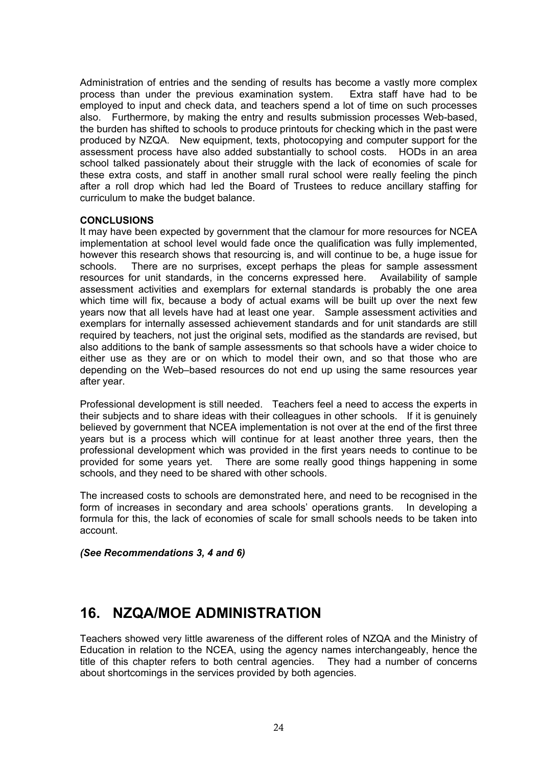Administration of entries and the sending of results has become a vastly more complex process than under the previous examination system. Extra staff have had to be employed to input and check data, and teachers spend a lot of time on such processes also. Furthermore, by making the entry and results submission processes Web-based, the burden has shifted to schools to produce printouts for checking which in the past were produced by NZQA. New equipment, texts, photocopying and computer support for the assessment process have also added substantially to school costs. HODs in an area school talked passionately about their struggle with the lack of economies of scale for these extra costs, and staff in another small rural school were really feeling the pinch after a roll drop which had led the Board of Trustees to reduce ancillary staffing for curriculum to make the budget balance.

**CONCLUSIONS**

It may have been expected by government that the clamour for more resources for NCEA implementation at school level would fade once the qualification was fully implemented, however this research shows that resourcing is, and will continue to be, a huge issue for schools. There are no surprises, except perhaps the pleas for sample assessment resources for unit standards, in the concerns expressed here. Availability of sample assessment activities and exemplars for external standards is probably the one area which time will fix, because a body of actual exams will be built up over the next few years now that all levels have had at least one year. Sample assessment activities and exemplars for internally assessed achievement standards and for unit standards are still required by teachers, not just the original sets, modified as the standards are revised, but also additions to the bank of sample assessments so that schools have a wider choice to either use as they are or on which to model their own, and so that those who are depending on the Web–based resources do not end up using the same resources year after year.

Professional development is still needed. Teachers feel a need to access the experts in their subjects and to share ideas with their colleagues in other schools. If it is genuinely believed by government that NCEA implementation is not over at the end of the first three years but is a process which will continue for at least another three years, then the professional development which was provided in the first years needs to continue to be provided for some years yet. There are some really good things happening in some schools, and they need to be shared with other schools.

The increased costs to schools are demonstrated here, and need to be recognised in the form of increases in secondary and area schools' operations grants. In developing a formula for this, the lack of economies of scale for small schools needs to be taken into account.

***(See Recommendations 3, 4 and 6)***

# 16. NZQA/MOE ADMINISTRATION

Teachers showed very little awareness of the different roles of NZQA and the Ministry of Education in relation to the NCEA, using the agency names interchangeably, hence the title of this chapter refers to both central agencies. They had a number of concerns about shortcomings in the services provided by both agencies.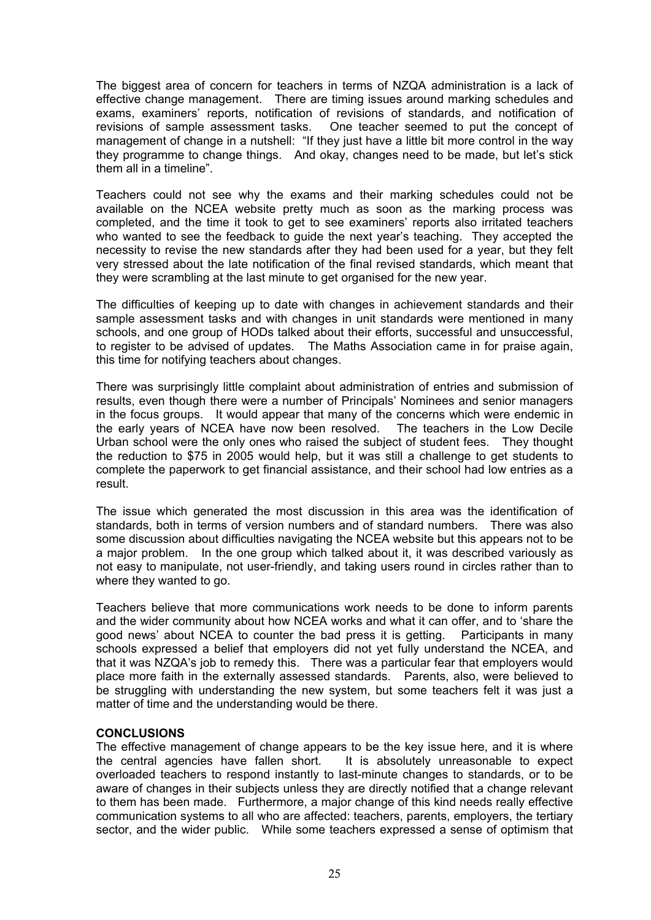The biggest area of concern for teachers in terms of NZQA administration is a lack of effective change management. There are timing issues around marking schedules and exams, examiners' reports, notification of revisions of standards, and notification of revisions of sample assessment tasks. One teacher seemed to put the concept of management of change in a nutshell: "If they just have a little bit more control in the way they programme to change things. And okay, changes need to be made, but let's stick them all in a timeline".

Teachers could not see why the exams and their marking schedules could not be available on the NCEA website pretty much as soon as the marking process was completed, and the time it took to get to see examiners' reports also irritated teachers who wanted to see the feedback to guide the next year's teaching. They accepted the necessity to revise the new standards after they had been used for a year, but they felt very stressed about the late notification of the final revised standards, which meant that they were scrambling at the last minute to get organised for the new year.

The difficulties of keeping up to date with changes in achievement standards and their sample assessment tasks and with changes in unit standards were mentioned in many schools, and one group of HODs talked about their efforts, successful and unsuccessful, to register to be advised of updates. The Maths Association came in for praise again, this time for notifying teachers about changes.

There was surprisingly little complaint about administration of entries and submission of results, even though there were a number of Principals' Nominees and senior managers in the focus groups. It would appear that many of the concerns which were endemic in the early years of NCEA have now been resolved. The teachers in the Low Decile Urban school were the only ones who raised the subject of student fees. They thought the reduction to $75 in 2005 would help, but it was still a challenge to get students to complete the paperwork to get financial assistance, and their school had low entries as a result.

The issue which generated the most discussion in this area was the identification of standards, both in terms of version numbers and of standard numbers. There was also some discussion about difficulties navigating the NCEA website but this appears not to be a major problem. In the one group which talked about it, it was described variously as not easy to manipulate, not user-friendly, and taking users round in circles rather than to where they wanted to go.

Teachers believe that more communications work needs to be done to inform parents and the wider community about how NCEA works and what it can offer, and to 'share the good news' about NCEA to counter the bad press it is getting. Participants in many schools expressed a belief that employers did not yet fully understand the NCEA, and that it was NZQA's job to remedy this. There was a particular fear that employers would place more faith in the externally assessed standards. Parents, also, were believed to be struggling with understanding the new system, but some teachers felt it was just a matter of time and the understanding would be there.

**CONCLUSIONS**

The effective management of change appears to be the key issue here, and it is where the central agencies have fallen short. It is absolutely unreasonable to expect overloaded teachers to respond instantly to last-minute changes to standards, or to be aware of changes in their subjects unless they are directly notified that a change relevant to them has been made. Furthermore, a major change of this kind needs really effective communication systems to all who are affected: teachers, parents, employers, the tertiary sector, and the wider public. While some teachers expressed a sense of optimism that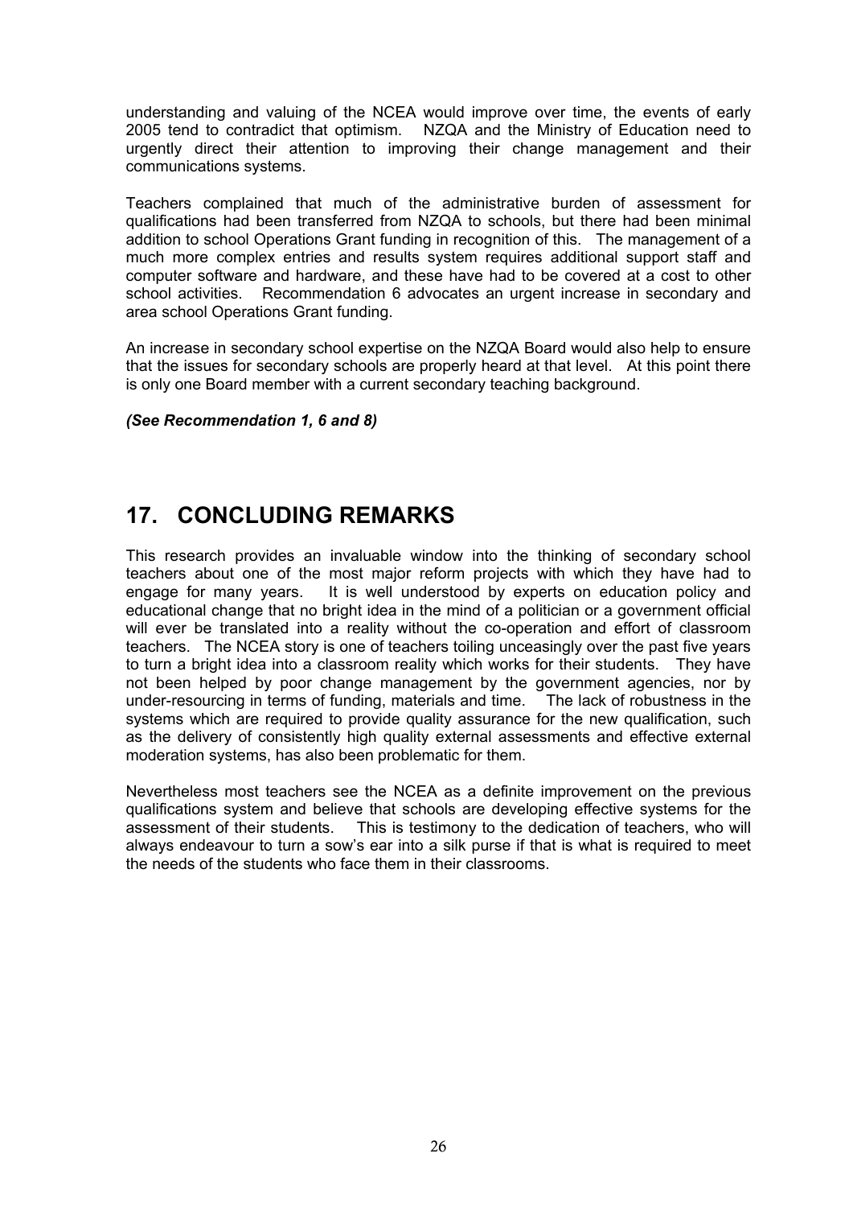understanding and valuing of the NCEA would improve over time, the events of early 2005 tend to contradict that optimism. NZQA and the Ministry of Education need to urgently direct their attention to improving their change management and their communications systems.

Teachers complained that much of the administrative burden of assessment for qualifications had been transferred from NZQA to schools, but there had been minimal addition to school Operations Grant funding in recognition of this. The management of a much more complex entries and results system requires additional support staff and computer software and hardware, and these have had to be covered at a cost to other school activities. Recommendation 6 advocates an urgent increase in secondary and area school Operations Grant funding.

An increase in secondary school expertise on the NZQA Board would also help to ensure that the issues for secondary schools are properly heard at that level. At this point there is only one Board member with a current secondary teaching background.

***(See Recommendation 1, 6 and 8)***

## 17. CONCLUDING REMARKS

This research provides an invaluable window into the thinking of secondary school teachers about one of the most major reform projects with which they have had to engage for many years. It is well understood by experts on education policy and educational change that no bright idea in the mind of a politician or a government official will ever be translated into a reality without the co-operation and effort of classroom teachers. The NCEA story is one of teachers toiling unceasingly over the past five years to turn a bright idea into a classroom reality which works for their students. They have not been helped by poor change management by the government agencies, nor by under-resourcing in terms of funding, materials and time. The lack of robustness in the systems which are required to provide quality assurance for the new qualification, such as the delivery of consistently high quality external assessments and effective external moderation systems, has also been problematic for them.

Nevertheless most teachers see the NCEA as a definite improvement on the previous qualifications system and believe that schools are developing effective systems for the assessment of their students. This is testimony to the dedication of teachers, who will always endeavour to turn a sow's ear into a silk purse if that is what is required to meet the needs of the students who face them in their classrooms.